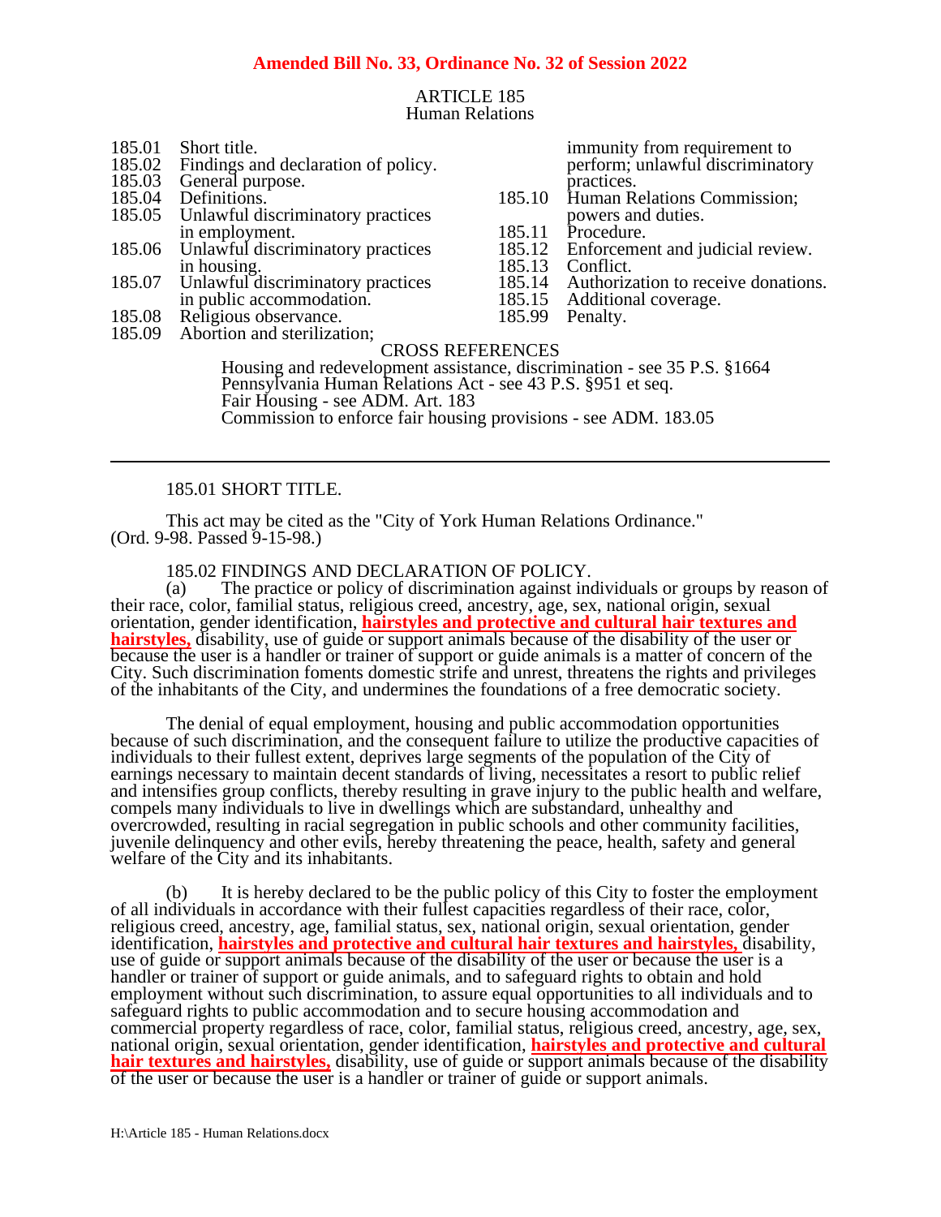**Amended Bill No. 33, Ordinance No. 32 of Session 2022**

# ARTICLE 185
## Human Relations

185.01 Short title.
185.02 Findings and declaration of policy.
185.03 General purpose.
185.04 Definitions.
185.05 Unlawful discriminatory practices in employment.
185.06 Unlawful discriminatory practices in housing.
185.07 Unlawful discriminatory practices in public accommodation.
185.08 Religious observance.
185.09 Abortion and sterilization; immunity from requirement to perform; unlawful discriminatory practices.
185.10 Human Relations Commission; powers and duties.
185.11 Procedure.
185.12 Enforcement and judicial review.
185.13 Conflict.
185.14 Authorization to receive donations.
185.15 Additional coverage.
185.99 Penalty.

CROSS REFERENCES

Housing and redevelopment assistance, discrimination - see 35 P.S. §1664
Pennsylvania Human Relations Act - see 43 P.S. §951 et seq.
Fair Housing - see ADM. Art. 183
Commission to enforce fair housing provisions - see ADM. 183.05

---

185.01 SHORT TITLE.

This act may be cited as the "City of York Human Relations Ordinance." (Ord. 9-98. Passed 9-15-98.)

185.02 FINDINGS AND DECLARATION OF POLICY.

(a) The practice or policy of discrimination against individuals or groups by reason of their race, color, familial status, religious creed, ancestry, age, sex, national origin, sexual orientation, gender identification, **hairstyles and protective and cultural hair textures and hairstyles,** disability, use of guide or support animals because of the disability of the user or because the user is a handler or trainer of support or guide animals is a matter of concern of the City. Such discrimination foments domestic strife and unrest, threatens the rights and privileges of the inhabitants of the City, and undermines the foundations of a free democratic society.

The denial of equal employment, housing and public accommodation opportunities because of such discrimination, and the consequent failure to utilize the productive capacities of individuals to their fullest extent, deprives large segments of the population of the City of earnings necessary to maintain decent standards of living, necessitates a resort to public relief and intensifies group conflicts, thereby resulting in grave injury to the public health and welfare, compels many individuals to live in dwellings which are substandard, unhealthy and overcrowded, resulting in racial segregation in public schools and other community facilities, juvenile delinquency and other evils, hereby threatening the peace, health, safety and general welfare of the City and its inhabitants.

(b) It is hereby declared to be the public policy of this City to foster the employment of all individuals in accordance with their fullest capacities regardless of their race, color, religious creed, ancestry, age, familial status, sex, national origin, sexual orientation, gender identification, **hairstyles and protective and cultural hair textures and hairstyles,** disability, use of guide or support animals because of the disability of the user or because the user is a handler or trainer of support or guide animals, and to safeguard rights to obtain and hold employment without such discrimination, to assure equal opportunities to all individuals and to safeguard rights to public accommodation and to secure housing accommodation and commercial property regardless of race, color, familial status, religious creed, ancestry, age, sex, national origin, sexual orientation, gender identification, **hairstyles and protective and cultural hair textures and hairstyles,** disability, use of guide or support animals because of the disability of the user or because the user is a handler or trainer of guide or support animals.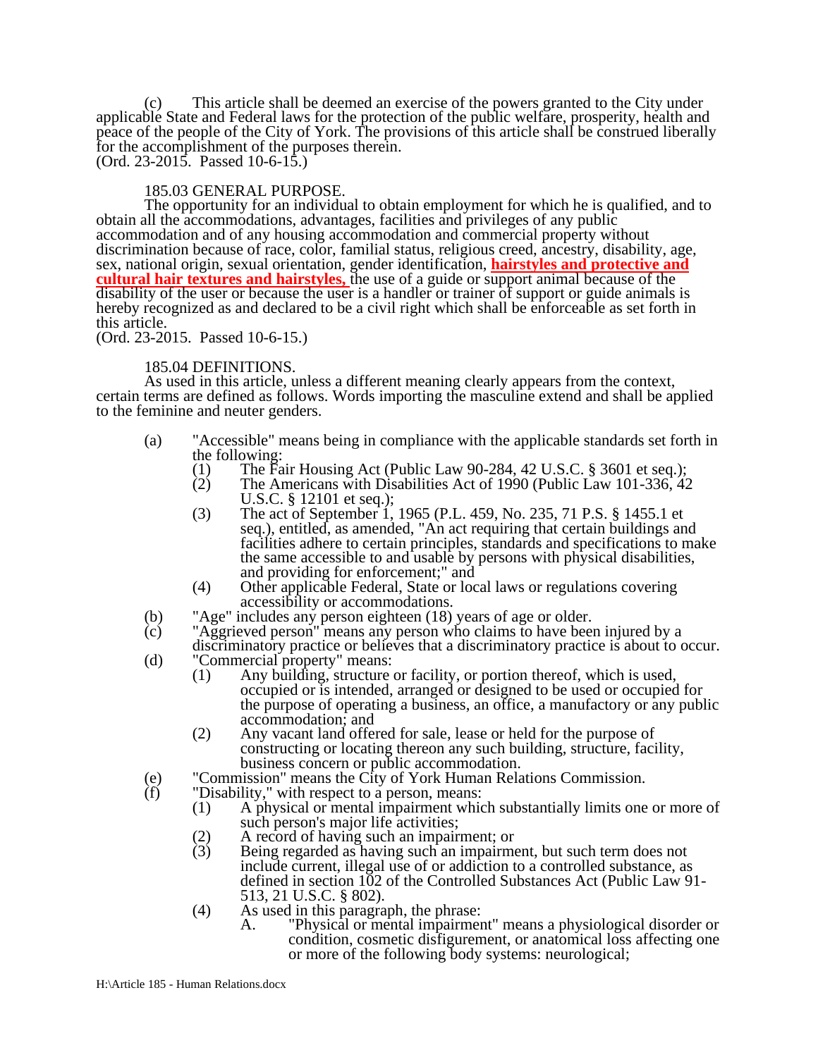(c) This article shall be deemed an exercise of the powers granted to the City under applicable State and Federal laws for the protection of the public welfare, prosperity, health and peace of the people of the City of York. The provisions of this article shall be construed liberally for the accomplishment of the purposes therein.
(Ord. 23-2015. Passed 10-6-15.)

185.03 GENERAL PURPOSE.

The opportunity for an individual to obtain employment for which he is qualified, and to obtain all the accommodations, advantages, facilities and privileges of any public accommodation and of any housing accommodation and commercial property without discrimination because of race, color, familial status, religious creed, ancestry, disability, age, sex, national origin, sexual orientation, gender identification, **hairstyles and protective and cultural hair textures and hairstyles,** the use of a guide or support animal because of the disability of the user or because the user is a handler or trainer of support or guide animals is hereby recognized as and declared to be a civil right which shall be enforceable as set forth in this article.
(Ord. 23-2015. Passed 10-6-15.)

185.04 DEFINITIONS.

As used in this article, unless a different meaning clearly appears from the context, certain terms are defined as follows. Words importing the masculine extend and shall be applied to the feminine and neuter genders.

(a) "Accessible" means being in compliance with the applicable standards set forth in the following:
 (1) The Fair Housing Act (Public Law 90-284, 42 U.S.C. § 3601 et seq.);
 (2) The Americans with Disabilities Act of 1990 (Public Law 101-336, 42 U.S.C. § 12101 et seq.);
 (3) The act of September 1, 1965 (P.L. 459, No. 235, 71 P.S. § 1455.1 et seq.), entitled, as amended, "An act requiring that certain buildings and facilities adhere to certain principles, standards and specifications to make the same accessible to and usable by persons with physical disabilities, and providing for enforcement;" and
 (4) Other applicable Federal, State or local laws or regulations covering accessibility or accommodations.

(b) "Age" includes any person eighteen (18) years of age or older.

(c) "Aggrieved person" means any person who claims to have been injured by a discriminatory practice or believes that a discriminatory practice is about to occur.

(d) "Commercial property" means:
 (1) Any building, structure or facility, or portion thereof, which is used, occupied or is intended, arranged or designed to be used or occupied for the purpose of operating a business, an office, a manufactory or any public accommodation; and
 (2) Any vacant land offered for sale, lease or held for the purpose of constructing or locating thereon any such building, structure, facility, business concern or public accommodation.

(e) "Commission" means the City of York Human Relations Commission.

(f) "Disability," with respect to a person, means:
 (1) A physical or mental impairment which substantially limits one or more of such person's major life activities;
 (2) A record of having such an impairment; or
 (3) Being regarded as having such an impairment, but such term does not include current, illegal use of or addiction to a controlled substance, as defined in section 102 of the Controlled Substances Act (Public Law 91-513, 21 U.S.C. § 802).
 (4) As used in this paragraph, the phrase:
  A. "Physical or mental impairment" means a physiological disorder or condition, cosmetic disfigurement, or anatomical loss affecting one or more of the following body systems: neurological;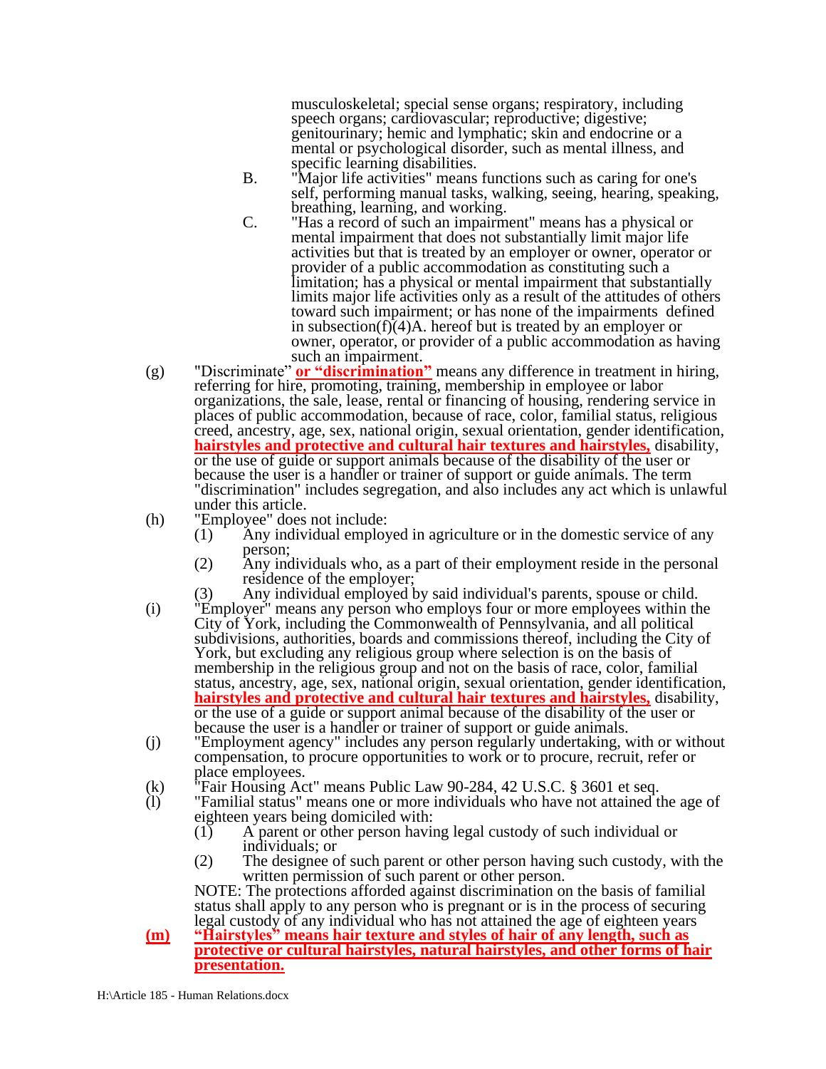musculoskeletal; special sense organs; respiratory, including speech organs; cardiovascular; reproductive; digestive; genitourinary; hemic and lymphatic; skin and endocrine or a mental or psychological disorder, such as mental illness, and specific learning disabilities.

B. "Major life activities" means functions such as caring for one's self, performing manual tasks, walking, seeing, hearing, speaking, breathing, learning, and working.

C. "Has a record of such an impairment" means has a physical or mental impairment that does not substantially limit major life activities but that is treated by an employer or owner, operator or provider of a public accommodation as constituting such a limitation; has a physical or mental impairment that substantially limits major life activities only as a result of the attitudes of others toward such impairment; or has none of the impairments defined in subsection(f)(4)A. hereof but is treated by an employer or owner, operator, or provider of a public accommodation as having such an impairment.

(g) "Discriminate" **or "discrimination"** means any difference in treatment in hiring, referring for hire, promoting, training, membership in employee or labor organizations, the sale, lease, rental or financing of housing, rendering service in places of public accommodation, because of race, color, familial status, religious creed, ancestry, age, sex, national origin, sexual orientation, gender identification, **hairstyles and protective and cultural hair textures and hairstyles,** disability, or the use of guide or support animals because of the disability of the user or because the user is a handler or trainer of support or guide animals. The term "discrimination" includes segregation, and also includes any act which is unlawful under this article.

(h) "Employee" does not include:

(1) Any individual employed in agriculture or in the domestic service of any person;

(2) Any individuals who, as a part of their employment reside in the personal residence of the employer;

(3) Any individual employed by said individual's parents, spouse or child.

(i) "Employer" means any person who employs four or more employees within the City of York, including the Commonwealth of Pennsylvania, and all political subdivisions, authorities, boards and commissions thereof, including the City of York, but excluding any religious group where selection is on the basis of membership in the religious group and not on the basis of race, color, familial status, ancestry, age, sex, national origin, sexual orientation, gender identification, **hairstyles and protective and cultural hair textures and hairstyles,** disability, or the use of a guide or support animal because of the disability of the user or because the user is a handler or trainer of support or guide animals.

(j) "Employment agency" includes any person regularly undertaking, with or without compensation, to procure opportunities to work or to procure, recruit, refer or place employees.

(k) "Fair Housing Act" means Public Law 90-284, 42 U.S.C. § 3601 et seq.

(l) "Familial status" means one or more individuals who have not attained the age of eighteen years being domiciled with:

(1) A parent or other person having legal custody of such individual or individuals; or

(2) The designee of such parent or other person having such custody, with the written permission of such parent or other person.

NOTE: The protections afforded against discrimination on the basis of familial status shall apply to any person who is pregnant or is in the process of securing legal custody of any individual who has not attained the age of eighteen years

**(m) "Hairstyles" means hair texture and styles of hair of any length, such as protective or cultural hairstyles, natural hairstyles, and other forms of hair presentation.**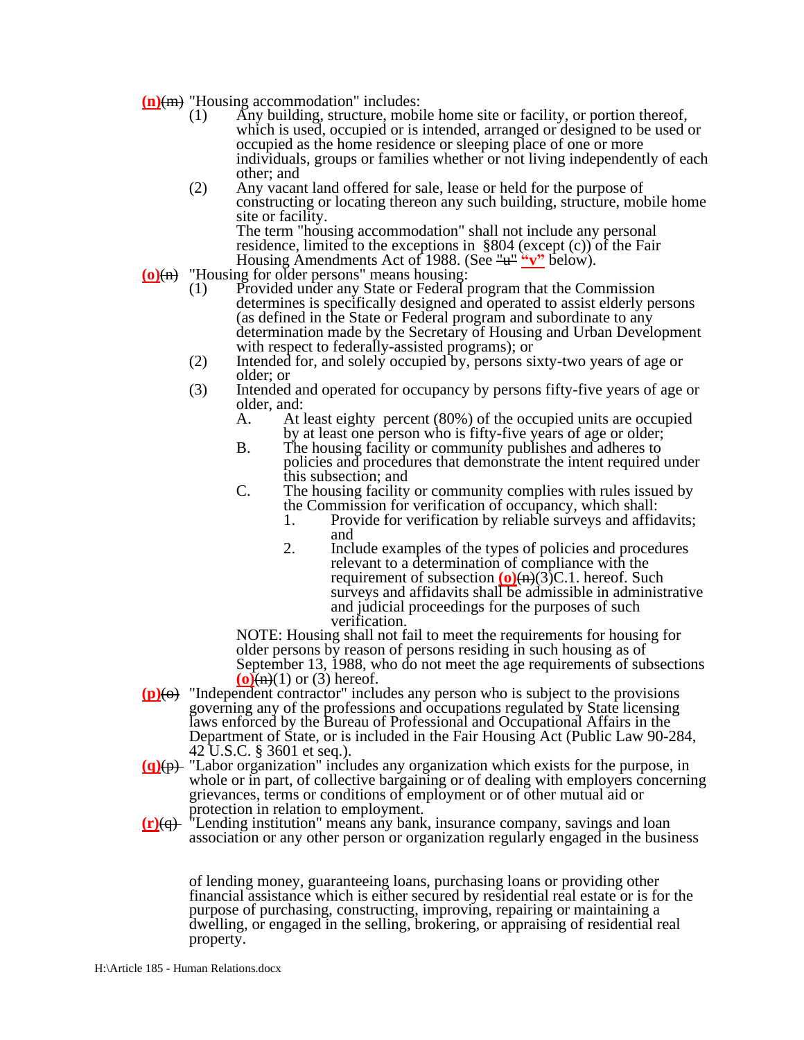**(n)**~~(m)~~ "Housing accommodation" includes:

(1) Any building, structure, mobile home site or facility, or portion thereof, which is used, occupied or is intended, arranged or designed to be used or occupied as the home residence or sleeping place of one or more individuals, groups or families whether or not living independently of each other; and

(2) Any vacant land offered for sale, lease or held for the purpose of constructing or locating thereon any such building, structure, mobile home site or facility.

The term "housing accommodation" shall not include any personal residence, limited to the exceptions in §804 (except (c)) of the Fair Housing Amendments Act of 1988. (See ~~"u"~~ **"v"** below).

**(o)**~~(n)~~ "Housing for older persons" means housing:

(1) Provided under any State or Federal program that the Commission determines is specifically designed and operated to assist elderly persons (as defined in the State or Federal program and subordinate to any determination made by the Secretary of Housing and Urban Development with respect to federally-assisted programs); or

(2) Intended for, and solely occupied by, persons sixty-two years of age or older; or

(3) Intended and operated for occupancy by persons fifty-five years of age or older, and:

A. At least eighty percent (80%) of the occupied units are occupied by at least one person who is fifty-five years of age or older;

B. The housing facility or community publishes and adheres to policies and procedures that demonstrate the intent required under this subsection; and

C. The housing facility or community complies with rules issued by the Commission for verification of occupancy, which shall:

1. Provide for verification by reliable surveys and affidavits; and

2. Include examples of the types of policies and procedures relevant to a determination of compliance with the requirement of subsection **(o)**~~(n)~~(3)C.1. hereof. Such surveys and affidavits shall be admissible in administrative and judicial proceedings for the purposes of such verification.

NOTE: Housing shall not fail to meet the requirements for housing for older persons by reason of persons residing in such housing as of September 13, 1988, who do not meet the age requirements of subsections **(o)**~~(n)~~(1) or (3) hereof.

**(p)**~~(o)~~ "Independent contractor" includes any person who is subject to the provisions governing any of the professions and occupations regulated by State licensing laws enforced by the Bureau of Professional and Occupational Affairs in the Department of State, or is included in the Fair Housing Act (Public Law 90-284, 42 U.S.C. § 3601 et seq.).

**(q)**~~(p)~~ "Labor organization" includes any organization which exists for the purpose, in whole or in part, of collective bargaining or of dealing with employers concerning grievances, terms or conditions of employment or of other mutual aid or protection in relation to employment.

**(r)**~~(q)~~ "Lending institution" means any bank, insurance company, savings and loan association or any other person or organization regularly engaged in the business of lending money, guaranteeing loans, purchasing loans or providing other financial assistance which is either secured by residential real estate or is for the purpose of purchasing, constructing, improving, repairing or maintaining a dwelling, or engaged in the selling, brokering, or appraising of residential real property.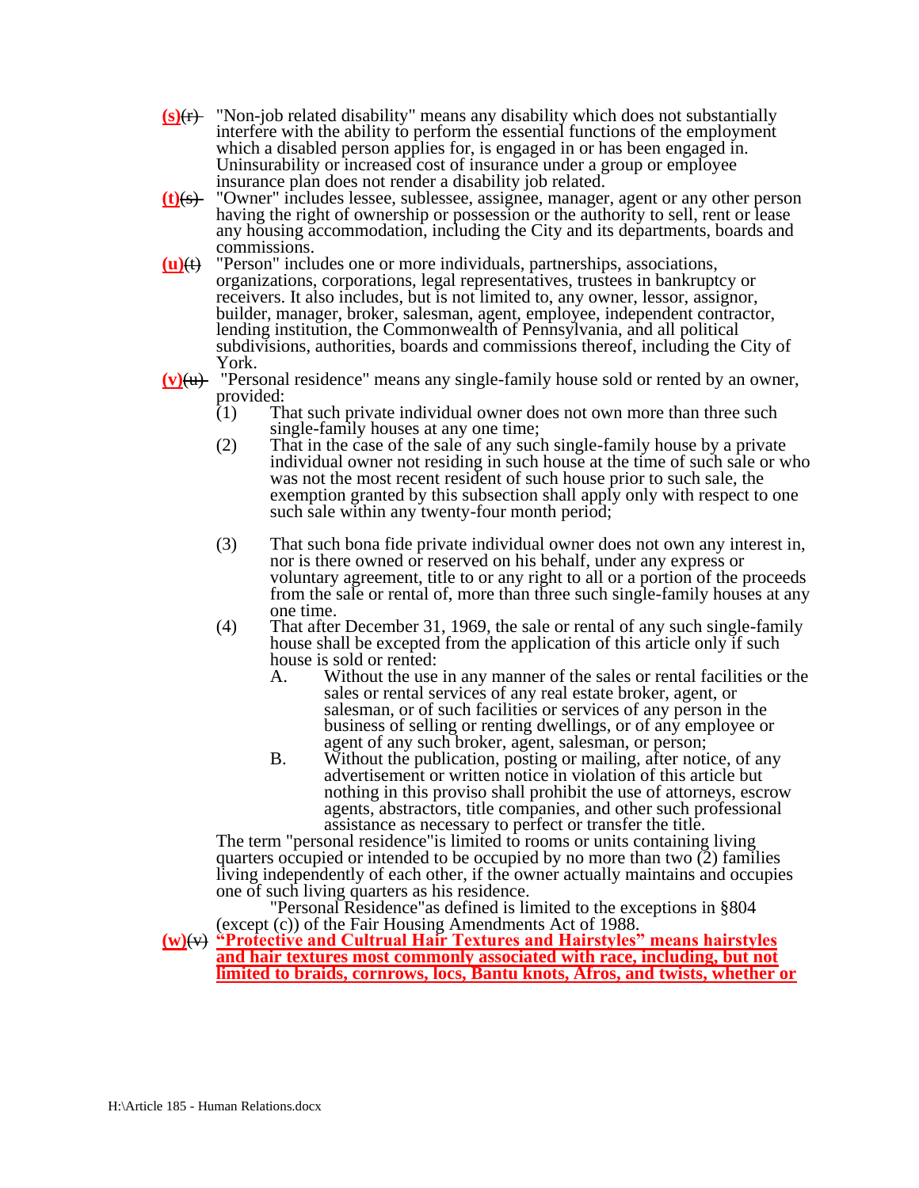**(s)**~~(r)~~ "Non-job related disability" means any disability which does not substantially interfere with the ability to perform the essential functions of the employment which a disabled person applies for, is engaged in or has been engaged in. Uninsurability or increased cost of insurance under a group or employee insurance plan does not render a disability job related.

**(t)**~~(s)~~ "Owner" includes lessee, sublessee, assignee, manager, agent or any other person having the right of ownership or possession or the authority to sell, rent or lease any housing accommodation, including the City and its departments, boards and commissions.

**(u)**~~(t)~~ "Person" includes one or more individuals, partnerships, associations, organizations, corporations, legal representatives, trustees in bankruptcy or receivers. It also includes, but is not limited to, any owner, lessor, assignor, builder, manager, broker, salesman, agent, employee, independent contractor, lending institution, the Commonwealth of Pennsylvania, and all political subdivisions, authorities, boards and commissions thereof, including the City of York.

**(v)**~~(u)~~ "Personal residence" means any single-family house sold or rented by an owner, provided:

(1) That such private individual owner does not own more than three such single-family houses at any one time;

(2) That in the case of the sale of any such single-family house by a private individual owner not residing in such house at the time of such sale or who was not the most recent resident of such house prior to such sale, the exemption granted by this subsection shall apply only with respect to one such sale within any twenty-four month period;

(3) That such bona fide private individual owner does not own any interest in, nor is there owned or reserved on his behalf, under any express or voluntary agreement, title to or any right to all or a portion of the proceeds from the sale or rental of, more than three such single-family houses at any one time.

(4) That after December 31, 1969, the sale or rental of any such single-family house shall be excepted from the application of this article only if such house is sold or rented:

A. Without the use in any manner of the sales or rental facilities or the sales or rental services of any real estate broker, agent, or salesman, or of such facilities or services of any person in the business of selling or renting dwellings, or of any employee or agent of any such broker, agent, salesman, or person;

B. Without the publication, posting or mailing, after notice, of any advertisement or written notice in violation of this article but nothing in this proviso shall prohibit the use of attorneys, escrow agents, abstractors, title companies, and other such professional assistance as necessary to perfect or transfer the title.

The term "personal residence"is limited to rooms or units containing living quarters occupied or intended to be occupied by no more than two (2) families living independently of each other, if the owner actually maintains and occupies one of such living quarters as his residence.

"Personal Residence"as defined is limited to the exceptions in §804 (except (c)) of the Fair Housing Amendments Act of 1988.

**(w)**~~(v)~~ **"Protective and Cultrual Hair Textures and Hairstyles" means hairstyles and hair textures most commonly associated with race, including, but not limited to braids, cornrows, locs, Bantu knots, Afros, and twists, whether or**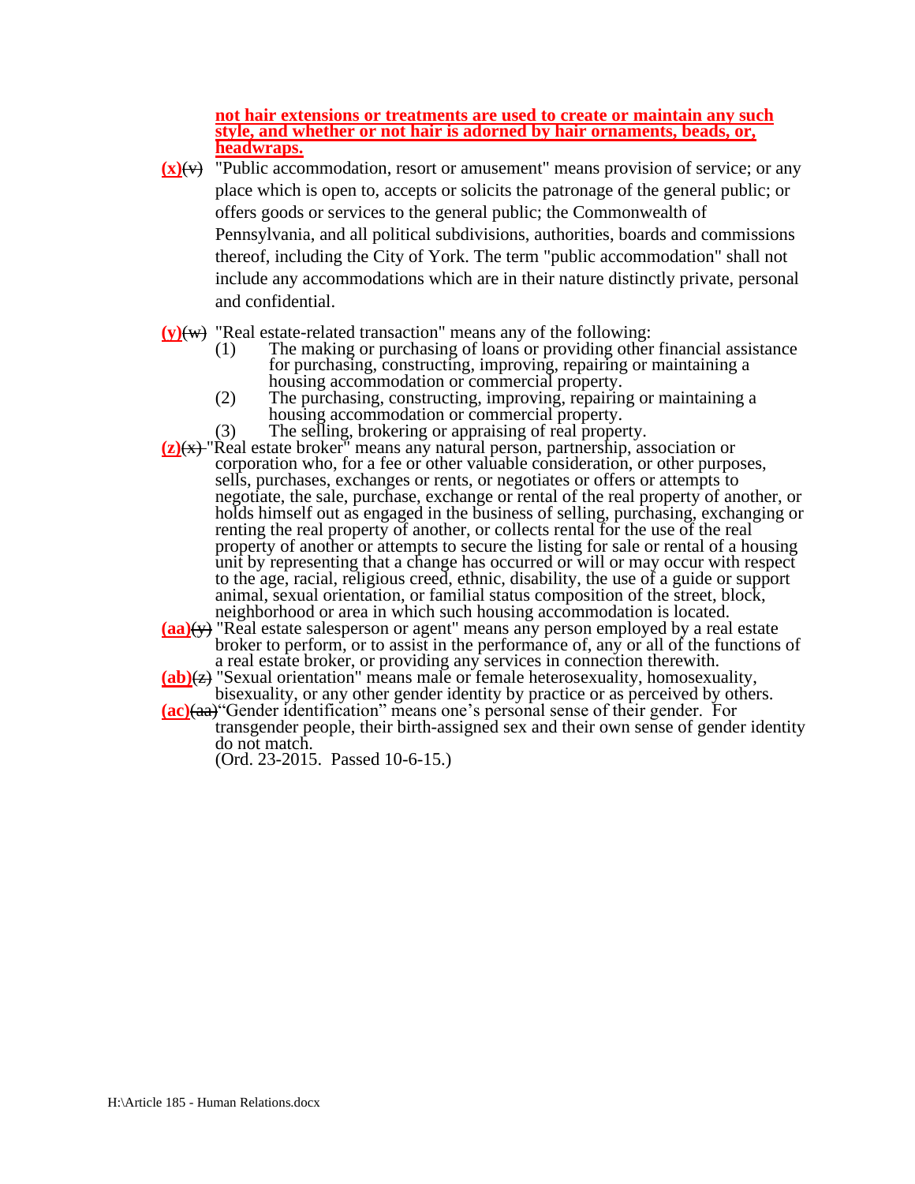**not hair extensions or treatments are used to create or maintain any such style, and whether or not hair is adorned by hair ornaments, beads, or, headwraps.**

**(x)**~~(v)~~ "Public accommodation, resort or amusement" means provision of service; or any place which is open to, accepts or solicits the patronage of the general public; or offers goods or services to the general public; the Commonwealth of Pennsylvania, and all political subdivisions, authorities, boards and commissions thereof, including the City of York. The term "public accommodation" shall not include any accommodations which are in their nature distinctly private, personal and confidential.

**(y)**~~(w)~~ "Real estate-related transaction" means any of the following:

(1) The making or purchasing of loans or providing other financial assistance for purchasing, constructing, improving, repairing or maintaining a housing accommodation or commercial property.

(2) The purchasing, constructing, improving, repairing or maintaining a housing accommodation or commercial property.

(3) The selling, brokering or appraising of real property.

**(z)**~~(x)~~ "Real estate broker" means any natural person, partnership, association or corporation who, for a fee or other valuable consideration, or other purposes, sells, purchases, exchanges or rents, or negotiates or offers or attempts to negotiate, the sale, purchase, exchange or rental of the real property of another, or holds himself out as engaged in the business of selling, purchasing, exchanging or renting the real property of another, or collects rental for the use of the real property of another or attempts to secure the listing for sale or rental of a housing unit by representing that a change has occurred or will or may occur with respect to the age, racial, religious creed, ethnic, disability, the use of a guide or support animal, sexual orientation, or familial status composition of the street, block, neighborhood or area in which such housing accommodation is located.

**(aa)**~~(y)~~ "Real estate salesperson or agent" means any person employed by a real estate broker to perform, or to assist in the performance of, any or all of the functions of a real estate broker, or providing any services in connection therewith.

**(ab)**~~(z)~~ "Sexual orientation" means male or female heterosexuality, homosexuality, bisexuality, or any other gender identity by practice or as perceived by others.

**(ac)**~~(aa)~~ "Gender identification" means one's personal sense of their gender. For transgender people, their birth-assigned sex and their own sense of gender identity do not match.

(Ord. 23-2015. Passed 10-6-15.)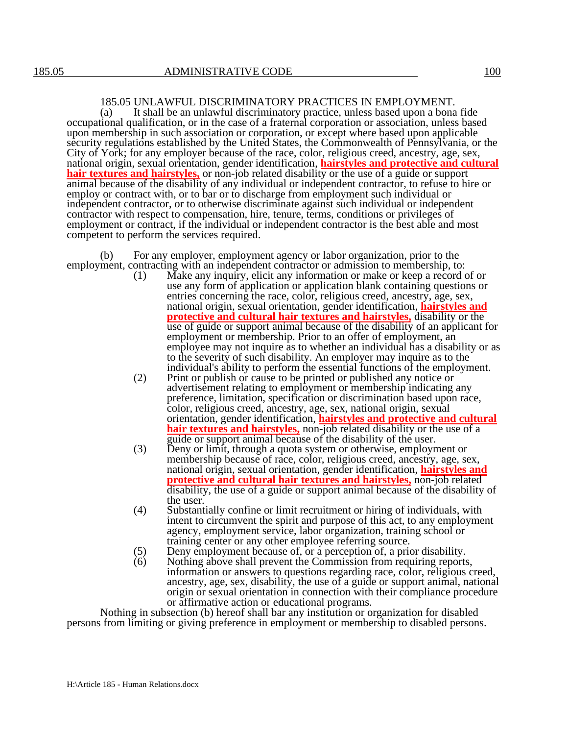185.05 UNLAWFUL DISCRIMINATORY PRACTICES IN EMPLOYMENT.

(a) It shall be an unlawful discriminatory practice, unless based upon a bona fide occupational qualification, or in the case of a fraternal corporation or association, unless based upon membership in such association or corporation, or except where based upon applicable security regulations established by the United States, the Commonwealth of Pennsylvania, or the City of York; for any employer because of the race, color, religious creed, ancestry, age, sex, national origin, sexual orientation, gender identification, **hairstyles and protective and cultural hair textures and hairstyles,** or non-job related disability or the use of a guide or support animal because of the disability of any individual or independent contractor, to refuse to hire or employ or contract with, or to bar or to discharge from employment such individual or independent contractor, or to otherwise discriminate against such individual or independent contractor with respect to compensation, hire, tenure, terms, conditions or privileges of employment or contract, if the individual or independent contractor is the best able and most competent to perform the services required.

(b) For any employer, employment agency or labor organization, prior to the employment, contracting with an independent contractor or admission to membership, to:

(1) Make any inquiry, elicit any information or make or keep a record of or use any form of application or application blank containing questions or entries concerning the race, color, religious creed, ancestry, age, sex, national origin, sexual orientation, gender identification, **hairstyles and protective and cultural hair textures and hairstyles,** disability or the use of guide or support animal because of the disability of an applicant for employment or membership. Prior to an offer of employment, an employee may not inquire as to whether an individual has a disability or as to the severity of such disability. An employer may inquire as to the individual's ability to perform the essential functions of the employment.

(2) Print or publish or cause to be printed or published any notice or advertisement relating to employment or membership indicating any preference, limitation, specification or discrimination based upon race, color, religious creed, ancestry, age, sex, national origin, sexual orientation, gender identification, **hairstyles and protective and cultural hair textures and hairstyles,** non-job related disability or the use of a guide or support animal because of the disability of the user.

(3) Deny or limit, through a quota system or otherwise, employment or membership because of race, color, religious creed, ancestry, age, sex, national origin, sexual orientation, gender identification, **hairstyles and protective and cultural hair textures and hairstyles,** non-job related disability, the use of a guide or support animal because of the disability of the user.

(4) Substantially confine or limit recruitment or hiring of individuals, with intent to circumvent the spirit and purpose of this act, to any employment agency, employment service, labor organization, training school or training center or any other employee referring source.

(5) Deny employment because of, or a perception of, a prior disability.

(6) Nothing above shall prevent the Commission from requiring reports, information or answers to questions regarding race, color, religious creed, ancestry, age, sex, disability, the use of a guide or support animal, national origin or sexual orientation in connection with their compliance procedure or affirmative action or educational programs.

Nothing in subsection (b) hereof shall bar any institution or organization for disabled persons from limiting or giving preference in employment or membership to disabled persons.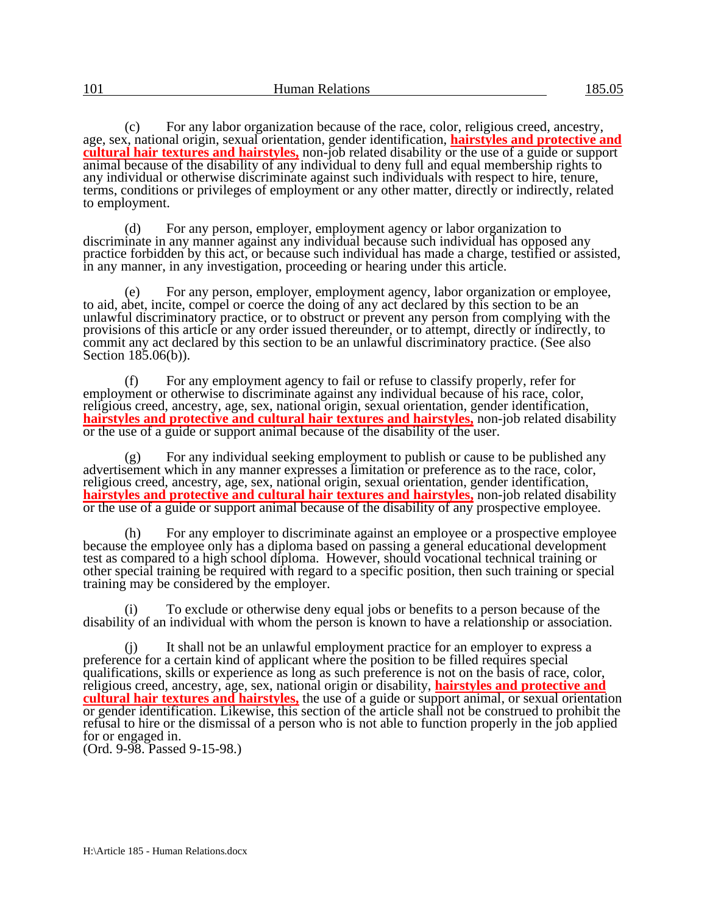(c) For any labor organization because of the race, color, religious creed, ancestry, age, sex, national origin, sexual orientation, gender identification, **hairstyles and protective and cultural hair textures and hairstyles,** non-job related disability or the use of a guide or support animal because of the disability of any individual to deny full and equal membership rights to any individual or otherwise discriminate against such individuals with respect to hire, tenure, terms, conditions or privileges of employment or any other matter, directly or indirectly, related to employment.

(d) For any person, employer, employment agency or labor organization to discriminate in any manner against any individual because such individual has opposed any practice forbidden by this act, or because such individual has made a charge, testified or assisted, in any manner, in any investigation, proceeding or hearing under this article.

(e) For any person, employer, employment agency, labor organization or employee, to aid, abet, incite, compel or coerce the doing of any act declared by this section to be an unlawful discriminatory practice, or to obstruct or prevent any person from complying with the provisions of this article or any order issued thereunder, or to attempt, directly or indirectly, to commit any act declared by this section to be an unlawful discriminatory practice. (See also Section 185.06(b)).

(f) For any employment agency to fail or refuse to classify properly, refer for employment or otherwise to discriminate against any individual because of his race, color, religious creed, ancestry, age, sex, national origin, sexual orientation, gender identification, **hairstyles and protective and cultural hair textures and hairstyles,** non-job related disability or the use of a guide or support animal because of the disability of the user.

(g) For any individual seeking employment to publish or cause to be published any advertisement which in any manner expresses a limitation or preference as to the race, color, religious creed, ancestry, age, sex, national origin, sexual orientation, gender identification, **hairstyles and protective and cultural hair textures and hairstyles,** non-job related disability or the use of a guide or support animal because of the disability of any prospective employee.

(h) For any employer to discriminate against an employee or a prospective employee because the employee only has a diploma based on passing a general educational development test as compared to a high school diploma. However, should vocational technical training or other special training be required with regard to a specific position, then such training or special training may be considered by the employer.

(i) To exclude or otherwise deny equal jobs or benefits to a person because of the disability of an individual with whom the person is known to have a relationship or association.

(j) It shall not be an unlawful employment practice for an employer to express a preference for a certain kind of applicant where the position to be filled requires special qualifications, skills or experience as long as such preference is not on the basis of race, color, religious creed, ancestry, age, sex, national origin or disability, **hairstyles and protective and cultural hair textures and hairstyles,** the use of a guide or support animal, or sexual orientation or gender identification. Likewise, this section of the article shall not be construed to prohibit the refusal to hire or the dismissal of a person who is not able to function properly in the job applied for or engaged in.
(Ord. 9-98. Passed 9-15-98.)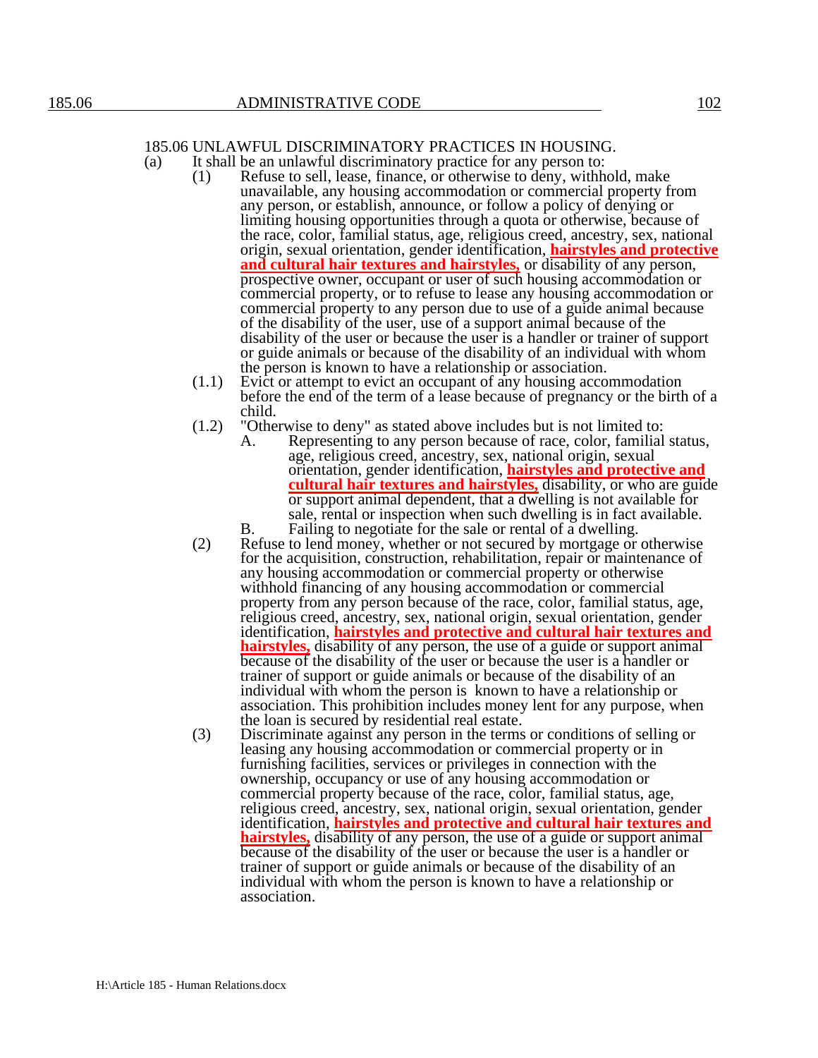## 185.06 UNLAWFUL DISCRIMINATORY PRACTICES IN HOUSING.

(a) It shall be an unlawful discriminatory practice for any person to:

(1) Refuse to sell, lease, finance, or otherwise to deny, withhold, make unavailable, any housing accommodation or commercial property from any person, or establish, announce, or follow a policy of denying or limiting housing opportunities through a quota or otherwise, because of the race, color, familial status, age, religious creed, ancestry, sex, national origin, sexual orientation, gender identification, **hairstyles and protective and cultural hair textures and hairstyles,** or disability of any person, prospective owner, occupant or user of such housing accommodation or commercial property, or to refuse to lease any housing accommodation or commercial property to any person due to use of a guide animal because of the disability of the user, use of a support animal because of the disability of the user or because the user is a handler or trainer of support or guide animals or because of the disability of an individual with whom the person is known to have a relationship or association.

(1.1) Evict or attempt to evict an occupant of any housing accommodation before the end of the term of a lease because of pregnancy or the birth of a child.

(1.2) "Otherwise to deny" as stated above includes but is not limited to:

A. Representing to any person because of race, color, familial status, age, religious creed, ancestry, sex, national origin, sexual orientation, gender identification, **hairstyles and protective and cultural hair textures and hairstyles,** disability, or who are guide or support animal dependent, that a dwelling is not available for sale, rental or inspection when such dwelling is in fact available.

B. Failing to negotiate for the sale or rental of a dwelling.

(2) Refuse to lend money, whether or not secured by mortgage or otherwise for the acquisition, construction, rehabilitation, repair or maintenance of any housing accommodation or commercial property or otherwise withhold financing of any housing accommodation or commercial property from any person because of the race, color, familial status, age, religious creed, ancestry, sex, national origin, sexual orientation, gender identification, **hairstyles and protective and cultural hair textures and hairstyles,** disability of any person, the use of a guide or support animal because of the disability of the user or because the user is a handler or trainer of support or guide animals or because of the disability of an individual with whom the person is known to have a relationship or association. This prohibition includes money lent for any purpose, when the loan is secured by residential real estate.

(3) Discriminate against any person in the terms or conditions of selling or leasing any housing accommodation or commercial property or in furnishing facilities, services or privileges in connection with the ownership, occupancy or use of any housing accommodation or commercial property because of the race, color, familial status, age, religious creed, ancestry, sex, national origin, sexual orientation, gender identification, **hairstyles and protective and cultural hair textures and hairstyles,** disability of any person, the use of a guide or support animal because of the disability of the user or because the user is a handler or trainer of support or guide animals or because of the disability of an individual with whom the person is known to have a relationship or association.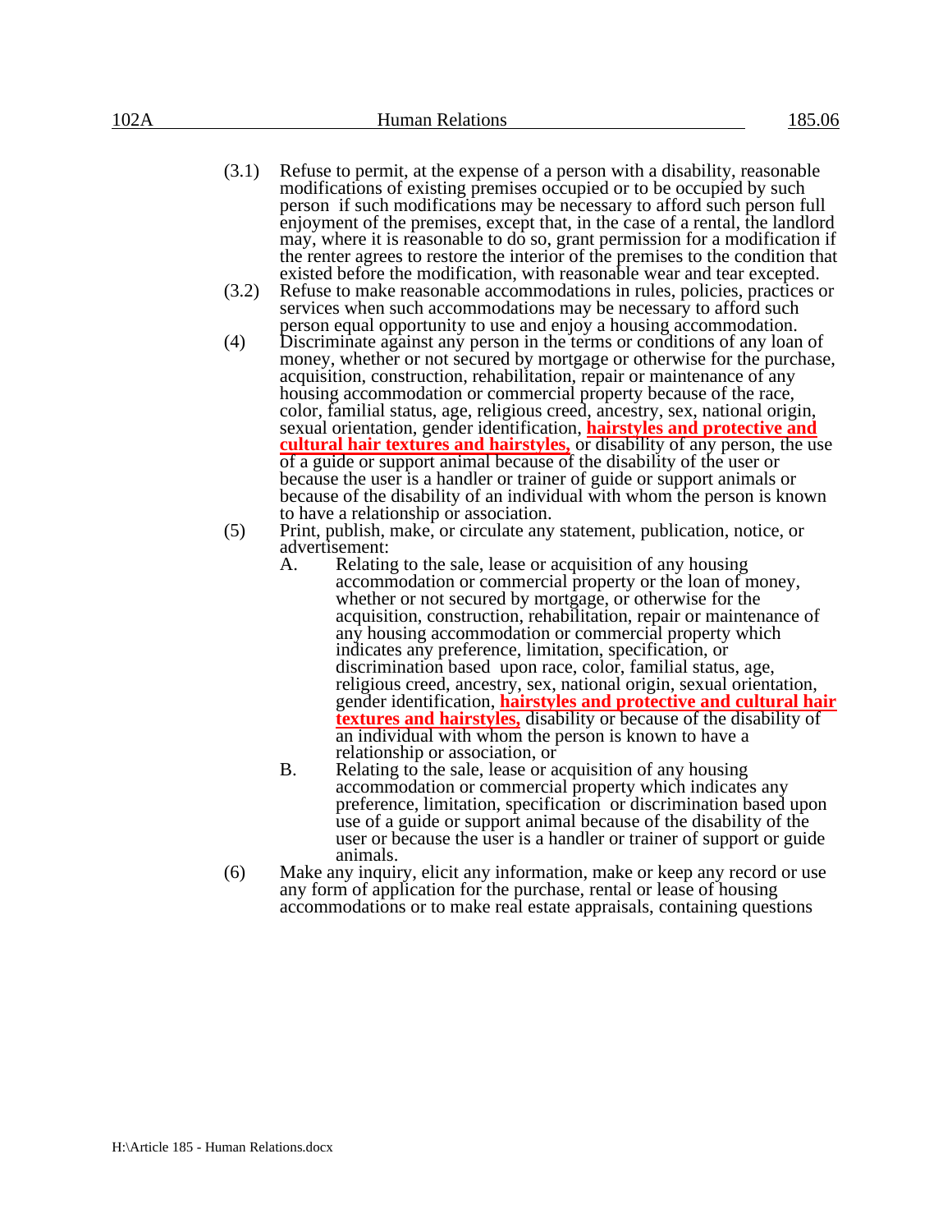(3.1) Refuse to permit, at the expense of a person with a disability, reasonable modifications of existing premises occupied or to be occupied by such person if such modifications may be necessary to afford such person full enjoyment of the premises, except that, in the case of a rental, the landlord may, where it is reasonable to do so, grant permission for a modification if the renter agrees to restore the interior of the premises to the condition that existed before the modification, with reasonable wear and tear excepted.

(3.2) Refuse to make reasonable accommodations in rules, policies, practices or services when such accommodations may be necessary to afford such person equal opportunity to use and enjoy a housing accommodation.

(4) Discriminate against any person in the terms or conditions of any loan of money, whether or not secured by mortgage or otherwise for the purchase, acquisition, construction, rehabilitation, repair or maintenance of any housing accommodation or commercial property because of the race, color, familial status, age, religious creed, ancestry, sex, national origin, sexual orientation, gender identification, **hairstyles and protective and cultural hair textures and hairstyles,** or disability of any person, the use of a guide or support animal because of the disability of the user or because the user is a handler or trainer of guide or support animals or because of the disability of an individual with whom the person is known to have a relationship or association.

(5) Print, publish, make, or circulate any statement, publication, notice, or advertisement:

A. Relating to the sale, lease or acquisition of any housing accommodation or commercial property or the loan of money, whether or not secured by mortgage, or otherwise for the acquisition, construction, rehabilitation, repair or maintenance of any housing accommodation or commercial property which indicates any preference, limitation, specification, or discrimination based upon race, color, familial status, age, religious creed, ancestry, sex, national origin, sexual orientation, gender identification, **hairstyles and protective and cultural hair textures and hairstyles,** disability or because of the disability of an individual with whom the person is known to have a relationship or association, or

B. Relating to the sale, lease or acquisition of any housing accommodation or commercial property which indicates any preference, limitation, specification or discrimination based upon use of a guide or support animal because of the disability of the user or because the user is a handler or trainer of support or guide animals.

(6) Make any inquiry, elicit any information, make or keep any record or use any form of application for the purchase, rental or lease of housing accommodations or to make real estate appraisals, containing questions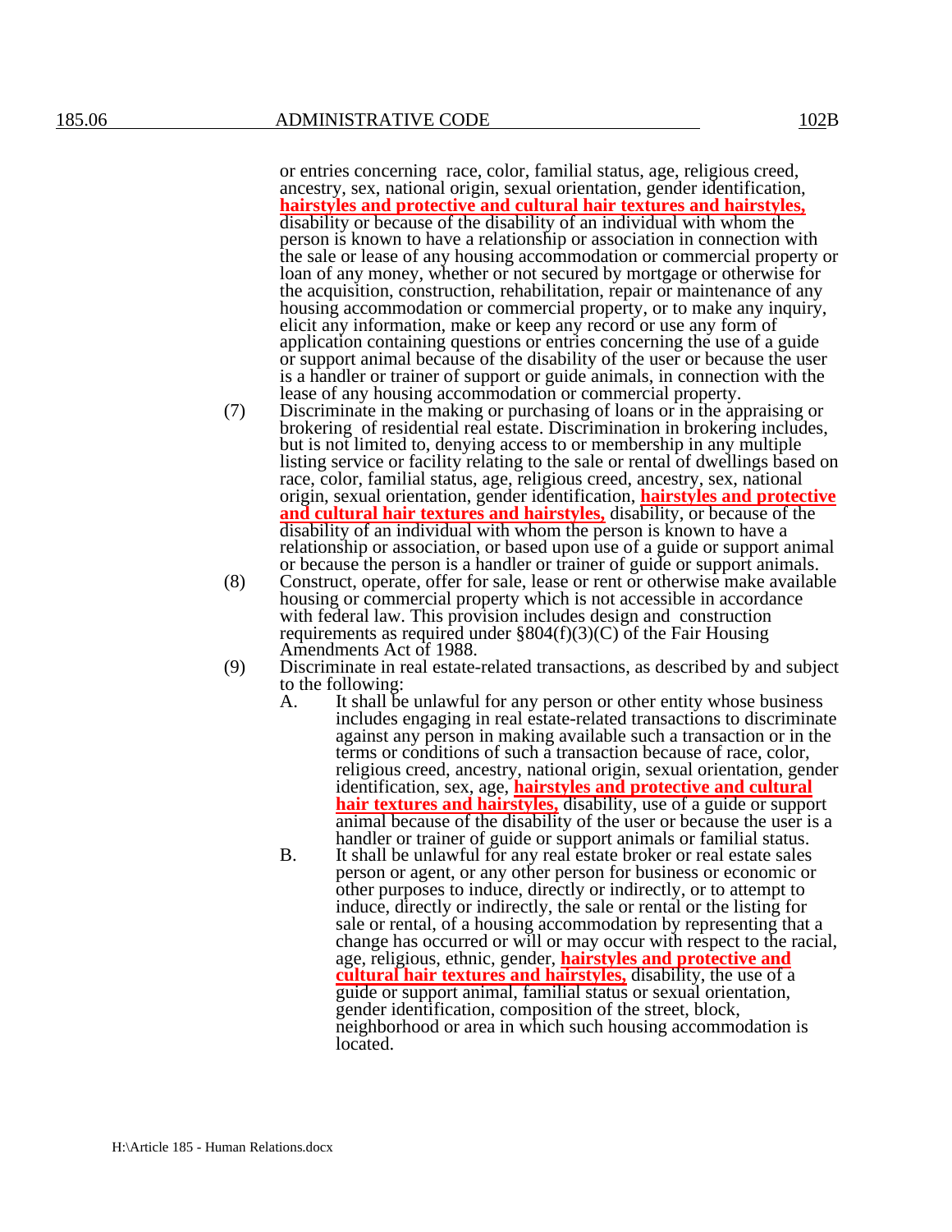or entries concerning race, color, familial status, age, religious creed, ancestry, sex, national origin, sexual orientation, gender identification, **hairstyles and protective and cultural hair textures and hairstyles,** disability or because of the disability of an individual with whom the person is known to have a relationship or association in connection with the sale or lease of any housing accommodation or commercial property or loan of any money, whether or not secured by mortgage or otherwise for the acquisition, construction, rehabilitation, repair or maintenance of any housing accommodation or commercial property, or to make any inquiry, elicit any information, make or keep any record or use any form of application containing questions or entries concerning the use of a guide or support animal because of the disability of the user or because the user is a handler or trainer of support or guide animals, in connection with the lease of any housing accommodation or commercial property.

(7) Discriminate in the making or purchasing of loans or in the appraising or brokering of residential real estate. Discrimination in brokering includes, but is not limited to, denying access to or membership in any multiple listing service or facility relating to the sale or rental of dwellings based on race, color, familial status, age, religious creed, ancestry, sex, national origin, sexual orientation, gender identification, **hairstyles and protective and cultural hair textures and hairstyles,** disability, or because of the disability of an individual with whom the person is known to have a relationship or association, or based upon use of a guide or support animal or because the person is a handler or trainer of guide or support animals.

(8) Construct, operate, offer for sale, lease or rent or otherwise make available housing or commercial property which is not accessible in accordance with federal law. This provision includes design and construction requirements as required under §804(f)(3)(C) of the Fair Housing Amendments Act of 1988.

(9) Discriminate in real estate-related transactions, as described by and subject to the following:

A. It shall be unlawful for any person or other entity whose business includes engaging in real estate-related transactions to discriminate against any person in making available such a transaction or in the terms or conditions of such a transaction because of race, color, religious creed, ancestry, national origin, sexual orientation, gender identification, sex, age, **hairstyles and protective and cultural hair textures and hairstyles,** disability, use of a guide or support animal because of the disability of the user or because the user is a handler or trainer of guide or support animals or familial status.

B. It shall be unlawful for any real estate broker or real estate sales person or agent, or any other person for business or economic or other purposes to induce, directly or indirectly, or to attempt to induce, directly or indirectly, the sale or rental or the listing for sale or rental, of a housing accommodation by representing that a change has occurred or will or may occur with respect to the racial, age, religious, ethnic, gender, **hairstyles and protective and cultural hair textures and hairstyles,** disability, the use of a guide or support animal, familial status or sexual orientation, gender identification, composition of the street, block, neighborhood or area in which such housing accommodation is located.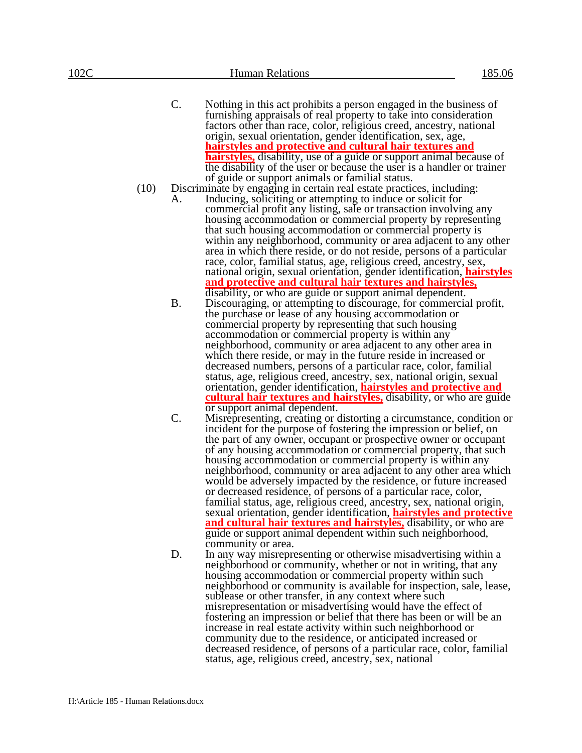C. Nothing in this act prohibits a person engaged in the business of furnishing appraisals of real property to take into consideration factors other than race, color, religious creed, ancestry, national origin, sexual orientation, gender identification, sex, age, **hairstyles and protective and cultural hair textures and hairstyles,** disability, use of a guide or support animal because of the disability of the user or because the user is a handler or trainer of guide or support animals or familial status.

(10) Discriminate by engaging in certain real estate practices, including:

A. Inducing, soliciting or attempting to induce or solicit for commercial profit any listing, sale or transaction involving any housing accommodation or commercial property by representing that such housing accommodation or commercial property is within any neighborhood, community or area adjacent to any other area in which there reside, or do not reside, persons of a particular race, color, familial status, age, religious creed, ancestry, sex, national origin, sexual orientation, gender identification, **hairstyles and protective and cultural hair textures and hairstyles,** disability, or who are guide or support animal dependent.

B. Discouraging, or attempting to discourage, for commercial profit, the purchase or lease of any housing accommodation or commercial property by representing that such housing accommodation or commercial property is within any neighborhood, community or area adjacent to any other area in which there reside, or may in the future reside in increased or decreased numbers, persons of a particular race, color, familial status, age, religious creed, ancestry, sex, national origin, sexual orientation, gender identification, **hairstyles and protective and cultural hair textures and hairstyles,** disability, or who are guide or support animal dependent.

C. Misrepresenting, creating or distorting a circumstance, condition or incident for the purpose of fostering the impression or belief, on the part of any owner, occupant or prospective owner or occupant of any housing accommodation or commercial property, that such housing accommodation or commercial property is within any neighborhood, community or area adjacent to any other area which would be adversely impacted by the residence, or future increased or decreased residence, of persons of a particular race, color, familial status, age, religious creed, ancestry, sex, national origin, sexual orientation, gender identification, **hairstyles and protective and cultural hair textures and hairstyles,** disability, or who are guide or support animal dependent within such neighborhood, community or area.

D. In any way misrepresenting or otherwise misadvertising within a neighborhood or community, whether or not in writing, that any housing accommodation or commercial property within such neighborhood or community is available for inspection, sale, lease, sublease or other transfer, in any context where such misrepresentation or misadvertising would have the effect of fostering an impression or belief that there has been or will be an increase in real estate activity within such neighborhood or community due to the residence, or anticipated increased or decreased residence, of persons of a particular race, color, familial status, age, religious creed, ancestry, sex, national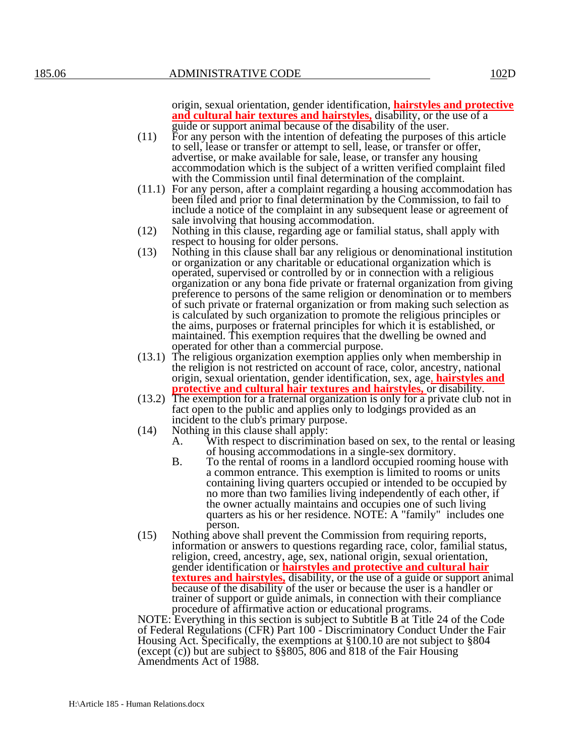origin, sexual orientation, gender identification, **hairstyles and protective and cultural hair textures and hairstyles,** disability, or the use of a guide or support animal because of the disability of the user.

(11) For any person with the intention of defeating the purposes of this article to sell, lease or transfer or attempt to sell, lease, or transfer or offer, advertise, or make available for sale, lease, or transfer any housing accommodation which is the subject of a written verified complaint filed with the Commission until final determination of the complaint.

(11.1) For any person, after a complaint regarding a housing accommodation has been filed and prior to final determination by the Commission, to fail to include a notice of the complaint in any subsequent lease or agreement of sale involving that housing accommodation.

(12) Nothing in this clause, regarding age or familial status, shall apply with respect to housing for older persons.

(13) Nothing in this clause shall bar any religious or denominational institution or organization or any charitable or educational organization which is operated, supervised or controlled by or in connection with a religious organization or any bona fide private or fraternal organization from giving preference to persons of the same religion or denomination or to members of such private or fraternal organization or from making such selection as is calculated by such organization to promote the religious principles or the aims, purposes or fraternal principles for which it is established, or maintained. This exemption requires that the dwelling be owned and operated for other than a commercial purpose.

(13.1) The religious organization exemption applies only when membership in the religion is not restricted on account of race, color, ancestry, national origin, sexual orientation, gender identification, sex, age**, hairstyles and protective and cultural hair textures and hairstyles,** or disability.

(13.2) The exemption for a fraternal organization is only for a private club not in fact open to the public and applies only to lodgings provided as an incident to the club's primary purpose.

(14) Nothing in this clause shall apply:

- A. With respect to discrimination based on sex, to the rental or leasing of housing accommodations in a single-sex dormitory.
- B. To the rental of rooms in a landlord occupied rooming house with a common entrance. This exemption is limited to rooms or units containing living quarters occupied or intended to be occupied by no more than two families living independently of each other, if the owner actually maintains and occupies one of such living quarters as his or her residence. NOTE: A "family" includes one person.

(15) Nothing above shall prevent the Commission from requiring reports, information or answers to questions regarding race, color, familial status, religion, creed, ancestry, age, sex, national origin, sexual orientation, gender identification or **hairstyles and protective and cultural hair textures and hairstyles,** disability, or the use of a guide or support animal because of the disability of the user or because the user is a handler or trainer of support or guide animals, in connection with their compliance procedure of affirmative action or educational programs.

NOTE: Everything in this section is subject to Subtitle B at Title 24 of the Code of Federal Regulations (CFR) Part 100 - Discriminatory Conduct Under the Fair Housing Act. Specifically, the exemptions at §100.10 are not subject to §804 (except (c)) but are subject to §§805, 806 and 818 of the Fair Housing Amendments Act of 1988.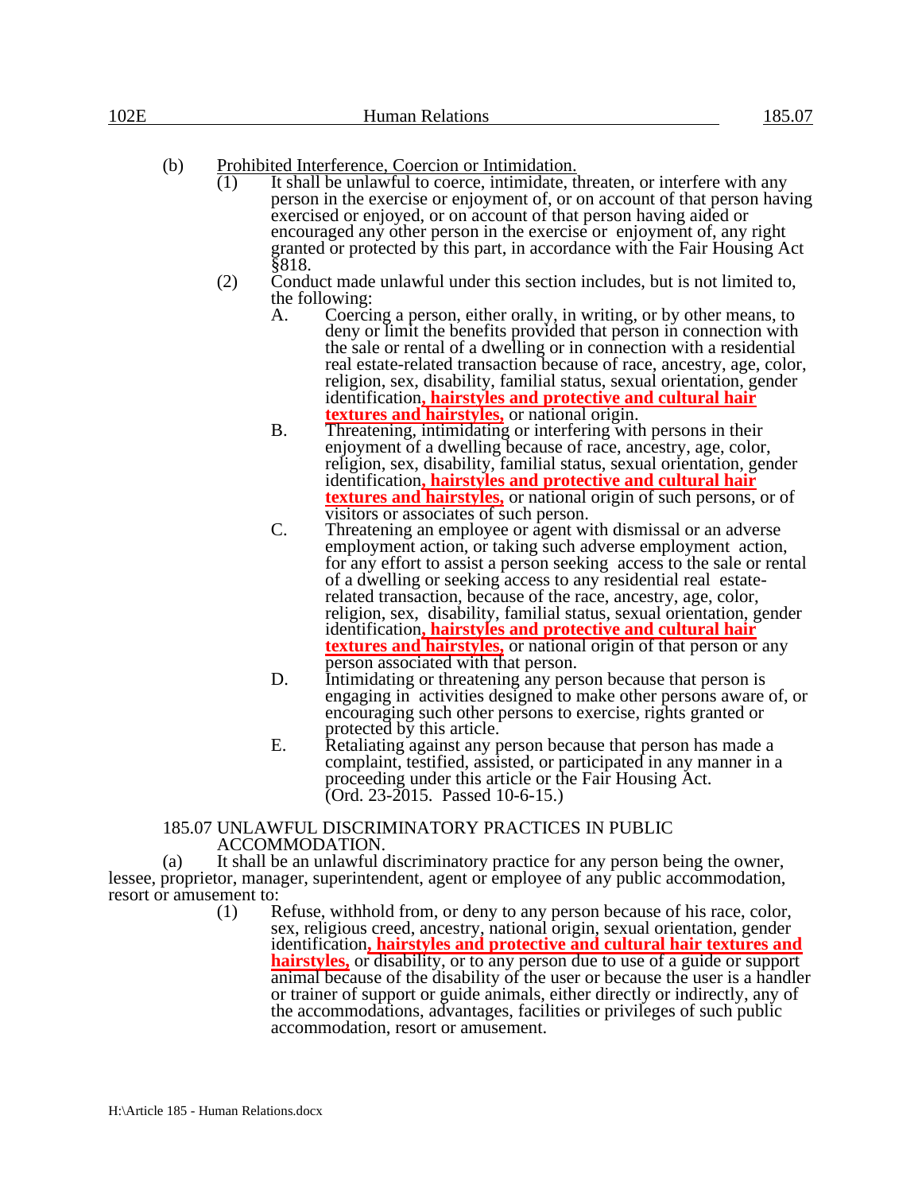(b) <u>Prohibited Interference, Coercion or Intimidation.</u>

(1) It shall be unlawful to coerce, intimidate, threaten, or interfere with any person in the exercise or enjoyment of, or on account of that person having exercised or enjoyed, or on account of that person having aided or encouraged any other person in the exercise or enjoyment of, any right granted or protected by this part, in accordance with the Fair Housing Act §818.

(2) Conduct made unlawful under this section includes, but is not limited to, the following:

A. Coercing a person, either orally, in writing, or by other means, to deny or limit the benefits provided that person in connection with the sale or rental of a dwelling or in connection with a residential real estate-related transaction because of race, ancestry, age, color, religion, sex, disability, familial status, sexual orientation, gender identification**<u>, hairstyles and protective and cultural hair textures and hairstyles,</u>** or national origin.

B. Threatening, intimidating or interfering with persons in their enjoyment of a dwelling because of race, ancestry, age, color, religion, sex, disability, familial status, sexual orientation, gender identification**<u>, hairstyles and protective and cultural hair textures and hairstyles,</u>** or national origin of such persons, or of visitors or associates of such person.

C. Threatening an employee or agent with dismissal or an adverse employment action, or taking such adverse employment action, for any effort to assist a person seeking access to the sale or rental of a dwelling or seeking access to any residential real estate-related transaction, because of the race, ancestry, age, color, religion, sex, disability, familial status, sexual orientation, gender identification**<u>, hairstyles and protective and cultural hair textures and hairstyles,</u>** or national origin of that person or any person associated with that person.

D. Intimidating or threatening any person because that person is engaging in activities designed to make other persons aware of, or encouraging such other persons to exercise, rights granted or protected by this article.

E. Retaliating against any person because that person has made a complaint, testified, assisted, or participated in any manner in a proceeding under this article or the Fair Housing Act.

(Ord. 23-2015. Passed 10-6-15.)

## 185.07 UNLAWFUL DISCRIMINATORY PRACTICES IN PUBLIC ACCOMMODATION.

(a) It shall be an unlawful discriminatory practice for any person being the owner, lessee, proprietor, manager, superintendent, agent or employee of any public accommodation, resort or amusement to:

(1) Refuse, withhold from, or deny to any person because of his race, color, sex, religious creed, ancestry, national origin, sexual orientation, gender identification**<u>, hairstyles and protective and cultural hair textures and hairstyles,</u>** or disability, or to any person due to use of a guide or support animal because of the disability of the user or because the user is a handler or trainer of support or guide animals, either directly or indirectly, any of the accommodations, advantages, facilities or privileges of such public accommodation, resort or amusement.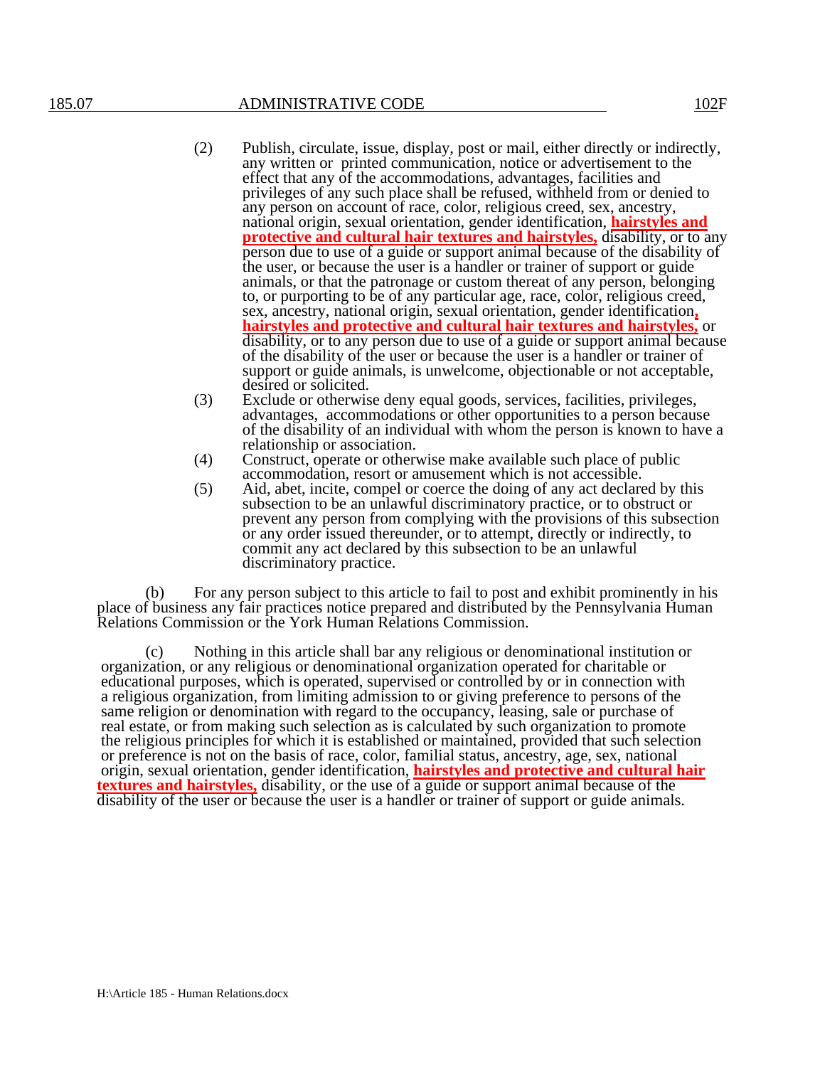(2) Publish, circulate, issue, display, post or mail, either directly or indirectly, any written or printed communication, notice or advertisement to the effect that any of the accommodations, advantages, facilities and privileges of any such place shall be refused, withheld from or denied to any person on account of race, color, religious creed, sex, ancestry, national origin, sexual orientation, gender identification, **hairstyles and protective and cultural hair textures and hairstyles,** disability, or to any person due to use of a guide or support animal because of the disability of the user, or because the user is a handler or trainer of support or guide animals, or that the patronage or custom thereat of any person, belonging to, or purporting to be of any particular age, race, color, religious creed, sex, ancestry, national origin, sexual orientation, gender identification**,** **hairstyles and protective and cultural hair textures and hairstyles,** or disability, or to any person due to use of a guide or support animal because of the disability of the user or because the user is a handler or trainer of support or guide animals, is unwelcome, objectionable or not acceptable, desired or solicited.

(3) Exclude or otherwise deny equal goods, services, facilities, privileges, advantages, accommodations or other opportunities to a person because of the disability of an individual with whom the person is known to have a relationship or association.

(4) Construct, operate or otherwise make available such place of public accommodation, resort or amusement which is not accessible.

(5) Aid, abet, incite, compel or coerce the doing of any act declared by this subsection to be an unlawful discriminatory practice, or to obstruct or prevent any person from complying with the provisions of this subsection or any order issued thereunder, or to attempt, directly or indirectly, to commit any act declared by this subsection to be an unlawful discriminatory practice.

(b) For any person subject to this article to fail to post and exhibit prominently in his place of business any fair practices notice prepared and distributed by the Pennsylvania Human Relations Commission or the York Human Relations Commission.

(c) Nothing in this article shall bar any religious or denominational institution or organization, or any religious or denominational organization operated for charitable or educational purposes, which is operated, supervised or controlled by or in connection with a religious organization, from limiting admission to or giving preference to persons of the same religion or denomination with regard to the occupancy, leasing, sale or purchase of real estate, or from making such selection as is calculated by such organization to promote the religious principles for which it is established or maintained, provided that such selection or preference is not on the basis of race, color, familial status, ancestry, age, sex, national origin, sexual orientation, gender identification, **hairstyles and protective and cultural hair textures and hairstyles,** disability, or the use of a guide or support animal because of the disability of the user or because the user is a handler or trainer of support or guide animals.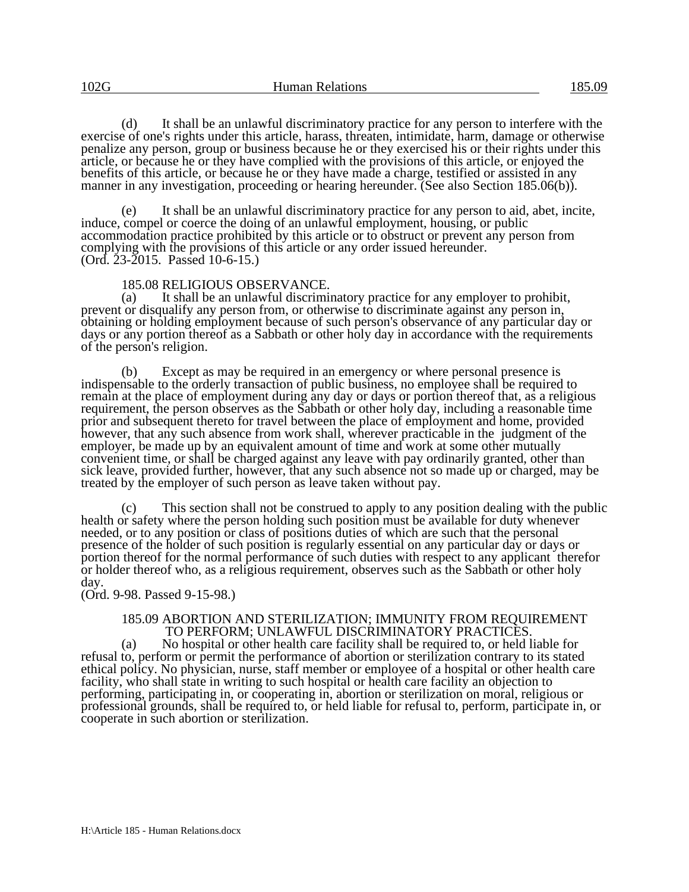(d) It shall be an unlawful discriminatory practice for any person to interfere with the exercise of one's rights under this article, harass, threaten, intimidate, harm, damage or otherwise penalize any person, group or business because he or they exercised his or their rights under this article, or because he or they have complied with the provisions of this article, or enjoyed the benefits of this article, or because he or they have made a charge, testified or assisted in any manner in any investigation, proceeding or hearing hereunder. (See also Section 185.06(b)).

(e) It shall be an unlawful discriminatory practice for any person to aid, abet, incite, induce, compel or coerce the doing of an unlawful employment, housing, or public accommodation practice prohibited by this article or to obstruct or prevent any person from complying with the provisions of this article or any order issued hereunder.
(Ord. 23-2015. Passed 10-6-15.)

### 185.08 RELIGIOUS OBSERVANCE.

(a) It shall be an unlawful discriminatory practice for any employer to prohibit, prevent or disqualify any person from, or otherwise to discriminate against any person in, obtaining or holding employment because of such person's observance of any particular day or days or any portion thereof as a Sabbath or other holy day in accordance with the requirements of the person's religion.

(b) Except as may be required in an emergency or where personal presence is indispensable to the orderly transaction of public business, no employee shall be required to remain at the place of employment during any day or days or portion thereof that, as a religious requirement, the person observes as the Sabbath or other holy day, including a reasonable time prior and subsequent thereto for travel between the place of employment and home, provided however, that any such absence from work shall, wherever practicable in the judgment of the employer, be made up by an equivalent amount of time and work at some other mutually convenient time, or shall be charged against any leave with pay ordinarily granted, other than sick leave, provided further, however, that any such absence not so made up or charged, may be treated by the employer of such person as leave taken without pay.

(c) This section shall not be construed to apply to any position dealing with the public health or safety where the person holding such position must be available for duty whenever needed, or to any position or class of positions duties of which are such that the personal presence of the holder of such position is regularly essential on any particular day or days or portion thereof for the normal performance of such duties with respect to any applicant therefor or holder thereof who, as a religious requirement, observes such as the Sabbath or other holy day.
(Ord. 9-98. Passed 9-15-98.)

### 185.09 ABORTION AND STERILIZATION; IMMUNITY FROM REQUIREMENT TO PERFORM; UNLAWFUL DISCRIMINATORY PRACTICES.

(a) No hospital or other health care facility shall be required to, or held liable for refusal to, perform or permit the performance of abortion or sterilization contrary to its stated ethical policy. No physician, nurse, staff member or employee of a hospital or other health care facility, who shall state in writing to such hospital or health care facility an objection to performing, participating in, or cooperating in, abortion or sterilization on moral, religious or professional grounds, shall be required to, or held liable for refusal to, perform, participate in, or cooperate in such abortion or sterilization.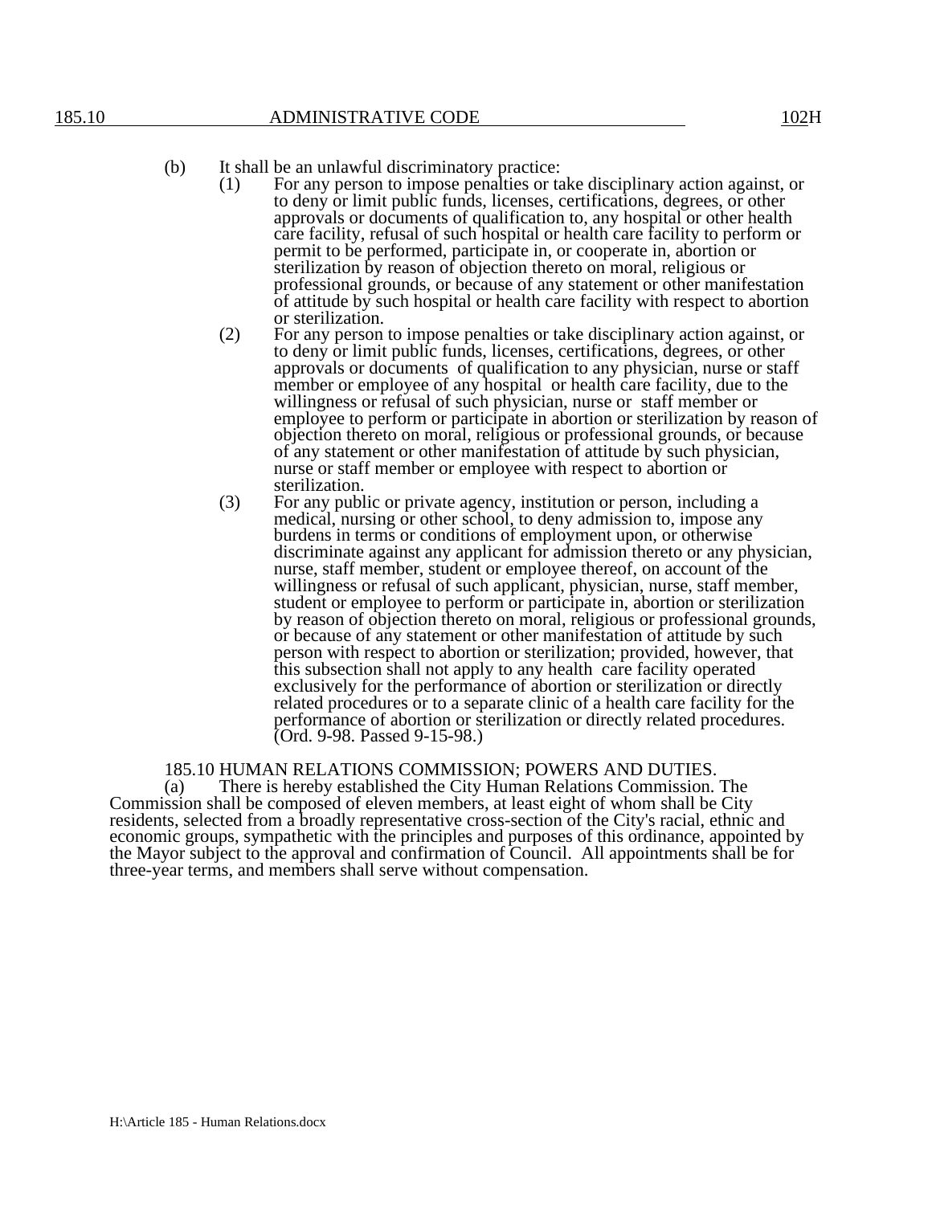(b) It shall be an unlawful discriminatory practice:

(1) For any person to impose penalties or take disciplinary action against, or to deny or limit public funds, licenses, certifications, degrees, or other approvals or documents of qualification to, any hospital or other health care facility, refusal of such hospital or health care facility to perform or permit to be performed, participate in, or cooperate in, abortion or sterilization by reason of objection thereto on moral, religious or professional grounds, or because of any statement or other manifestation of attitude by such hospital or health care facility with respect to abortion or sterilization.

(2) For any person to impose penalties or take disciplinary action against, or to deny or limit public funds, licenses, certifications, degrees, or other approvals or documents of qualification to any physician, nurse or staff member or employee of any hospital or health care facility, due to the willingness or refusal of such physician, nurse or staff member or employee to perform or participate in abortion or sterilization by reason of objection thereto on moral, religious or professional grounds, or because of any statement or other manifestation of attitude by such physician, nurse or staff member or employee with respect to abortion or sterilization.

(3) For any public or private agency, institution or person, including a medical, nursing or other school, to deny admission to, impose any burdens in terms or conditions of employment upon, or otherwise discriminate against any applicant for admission thereto or any physician, nurse, staff member, student or employee thereof, on account of the willingness or refusal of such applicant, physician, nurse, staff member, student or employee to perform or participate in, abortion or sterilization by reason of objection thereto on moral, religious or professional grounds, or because of any statement or other manifestation of attitude by such person with respect to abortion or sterilization; provided, however, that this subsection shall not apply to any health care facility operated exclusively for the performance of abortion or sterilization or directly related procedures or to a separate clinic of a health care facility for the performance of abortion or sterilization or directly related procedures. (Ord. 9-98. Passed 9-15-98.)

## 185.10 HUMAN RELATIONS COMMISSION; POWERS AND DUTIES.

(a) There is hereby established the City Human Relations Commission. The Commission shall be composed of eleven members, at least eight of whom shall be City residents, selected from a broadly representative cross-section of the City's racial, ethnic and economic groups, sympathetic with the principles and purposes of this ordinance, appointed by the Mayor subject to the approval and confirmation of Council. All appointments shall be for three-year terms, and members shall serve without compensation.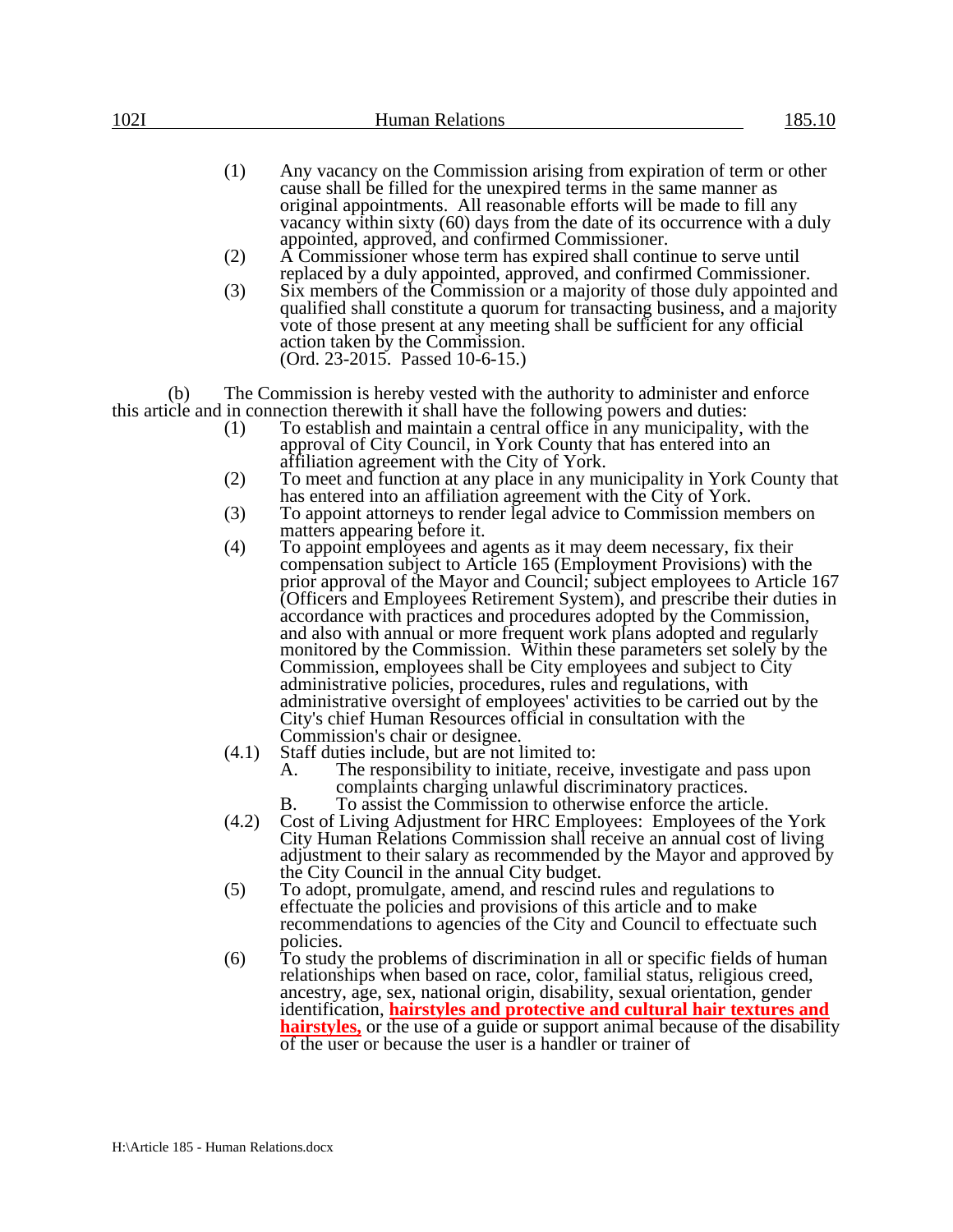(1) Any vacancy on the Commission arising from expiration of term or other cause shall be filled for the unexpired terms in the same manner as original appointments. All reasonable efforts will be made to fill any vacancy within sixty (60) days from the date of its occurrence with a duly appointed, approved, and confirmed Commissioner.

(2) A Commissioner whose term has expired shall continue to serve until replaced by a duly appointed, approved, and confirmed Commissioner.

(3) Six members of the Commission or a majority of those duly appointed and qualified shall constitute a quorum for transacting business, and a majority vote of those present at any meeting shall be sufficient for any official action taken by the Commission.
(Ord. 23-2015. Passed 10-6-15.)

(b) The Commission is hereby vested with the authority to administer and enforce this article and in connection therewith it shall have the following powers and duties:

(1) To establish and maintain a central office in any municipality, with the approval of City Council, in York County that has entered into an affiliation agreement with the City of York.

(2) To meet and function at any place in any municipality in York County that has entered into an affiliation agreement with the City of York.

(3) To appoint attorneys to render legal advice to Commission members on matters appearing before it.

(4) To appoint employees and agents as it may deem necessary, fix their compensation subject to Article 165 (Employment Provisions) with the prior approval of the Mayor and Council; subject employees to Article 167 (Officers and Employees Retirement System), and prescribe their duties in accordance with practices and procedures adopted by the Commission, and also with annual or more frequent work plans adopted and regularly monitored by the Commission. Within these parameters set solely by the Commission, employees shall be City employees and subject to City administrative policies, procedures, rules and regulations, with administrative oversight of employees' activities to be carried out by the City's chief Human Resources official in consultation with the Commission's chair or designee.

(4.1) Staff duties include, but are not limited to:

A. The responsibility to initiate, receive, investigate and pass upon complaints charging unlawful discriminatory practices.

B. To assist the Commission to otherwise enforce the article.

(4.2) Cost of Living Adjustment for HRC Employees: Employees of the York City Human Relations Commission shall receive an annual cost of living adjustment to their salary as recommended by the Mayor and approved by the City Council in the annual City budget.

(5) To adopt, promulgate, amend, and rescind rules and regulations to effectuate the policies and provisions of this article and to make recommendations to agencies of the City and Council to effectuate such policies.

(6) To study the problems of discrimination in all or specific fields of human relationships when based on race, color, familial status, religious creed, ancestry, age, sex, national origin, disability, sexual orientation, gender identification, **hairstyles and protective and cultural hair textures and hairstyles,** or the use of a guide or support animal because of the disability of the user or because the user is a handler or trainer of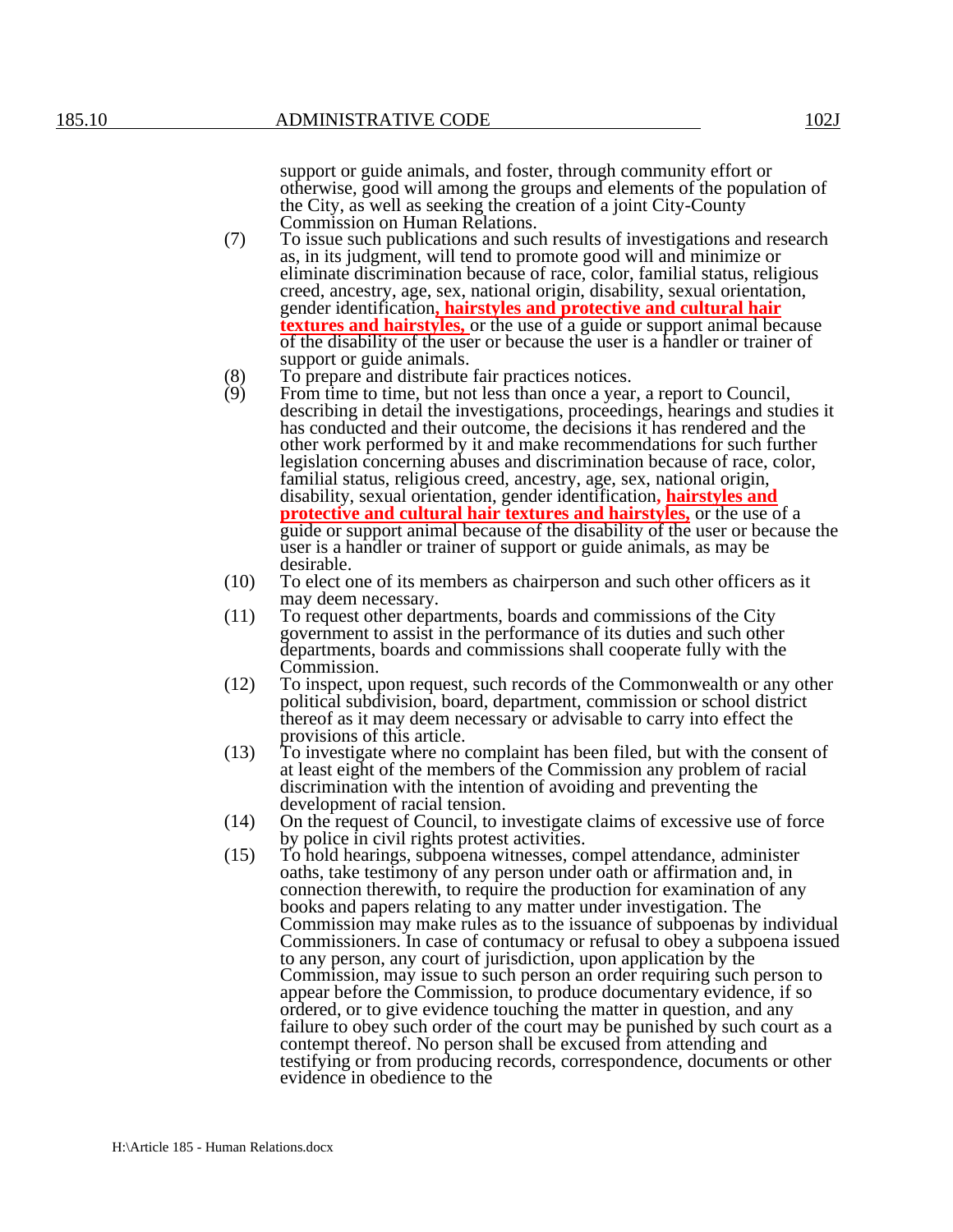support or guide animals, and foster, through community effort or otherwise, good will among the groups and elements of the population of the City, as well as seeking the creation of a joint City-County Commission on Human Relations.

(7) To issue such publications and such results of investigations and research as, in its judgment, will tend to promote good will and minimize or eliminate discrimination because of race, color, familial status, religious creed, ancestry, age, sex, national origin, disability, sexual orientation, gender identification**, hairstyles and protective and cultural hair textures and hairstyles,** or the use of a guide or support animal because of the disability of the user or because the user is a handler or trainer of support or guide animals.

(8) To prepare and distribute fair practices notices.

(9) From time to time, but not less than once a year, a report to Council, describing in detail the investigations, proceedings, hearings and studies it has conducted and their outcome, the decisions it has rendered and the other work performed by it and make recommendations for such further legislation concerning abuses and discrimination because of race, color, familial status, religious creed, ancestry, age, sex, national origin, disability, sexual orientation, gender identification**, hairstyles and protective and cultural hair textures and hairstyles,** or the use of a guide or support animal because of the disability of the user or because the user is a handler or trainer of support or guide animals, as may be desirable.

(10) To elect one of its members as chairperson and such other officers as it may deem necessary.

(11) To request other departments, boards and commissions of the City government to assist in the performance of its duties and such other departments, boards and commissions shall cooperate fully with the Commission.

(12) To inspect, upon request, such records of the Commonwealth or any other political subdivision, board, department, commission or school district thereof as it may deem necessary or advisable to carry into effect the provisions of this article.

(13) To investigate where no complaint has been filed, but with the consent of at least eight of the members of the Commission any problem of racial discrimination with the intention of avoiding and preventing the development of racial tension.

(14) On the request of Council, to investigate claims of excessive use of force by police in civil rights protest activities.

(15) To hold hearings, subpoena witnesses, compel attendance, administer oaths, take testimony of any person under oath or affirmation and, in connection therewith, to require the production for examination of any books and papers relating to any matter under investigation. The Commission may make rules as to the issuance of subpoenas by individual Commissioners. In case of contumacy or refusal to obey a subpoena issued to any person, any court of jurisdiction, upon application by the Commission, may issue to such person an order requiring such person to appear before the Commission, to produce documentary evidence, if so ordered, or to give evidence touching the matter in question, and any failure to obey such order of the court may be punished by such court as a contempt thereof. No person shall be excused from attending and testifying or from producing records, correspondence, documents or other evidence in obedience to the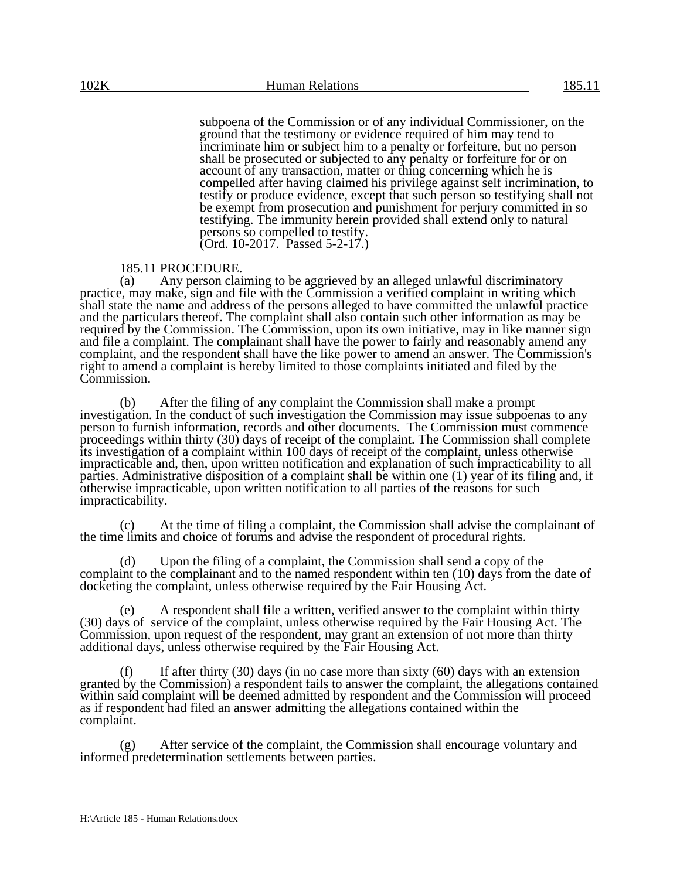subpoena of the Commission or of any individual Commissioner, on the ground that the testimony or evidence required of him may tend to incriminate him or subject him to a penalty or forfeiture, but no person shall be prosecuted or subjected to any penalty or forfeiture for or on account of any transaction, matter or thing concerning which he is compelled after having claimed his privilege against self incrimination, to testify or produce evidence, except that such person so testifying shall not be exempt from prosecution and punishment for perjury committed in so testifying. The immunity herein provided shall extend only to natural persons so compelled to testify.
(Ord. 10-2017. Passed 5-2-17.)

185.11 PROCEDURE.

(a) Any person claiming to be aggrieved by an alleged unlawful discriminatory practice, may make, sign and file with the Commission a verified complaint in writing which shall state the name and address of the persons alleged to have committed the unlawful practice and the particulars thereof. The complaint shall also contain such other information as may be required by the Commission. The Commission, upon its own initiative, may in like manner sign and file a complaint. The complainant shall have the power to fairly and reasonably amend any complaint, and the respondent shall have the like power to amend an answer. The Commission's right to amend a complaint is hereby limited to those complaints initiated and filed by the Commission.

(b) After the filing of any complaint the Commission shall make a prompt investigation. In the conduct of such investigation the Commission may issue subpoenas to any person to furnish information, records and other documents. The Commission must commence proceedings within thirty (30) days of receipt of the complaint. The Commission shall complete its investigation of a complaint within 100 days of receipt of the complaint, unless otherwise impracticable and, then, upon written notification and explanation of such impracticability to all parties. Administrative disposition of a complaint shall be within one (1) year of its filing and, if otherwise impracticable, upon written notification to all parties of the reasons for such impracticability.

(c) At the time of filing a complaint, the Commission shall advise the complainant of the time limits and choice of forums and advise the respondent of procedural rights.

(d) Upon the filing of a complaint, the Commission shall send a copy of the complaint to the complainant and to the named respondent within ten (10) days from the date of docketing the complaint, unless otherwise required by the Fair Housing Act.

(e) A respondent shall file a written, verified answer to the complaint within thirty (30) days of service of the complaint, unless otherwise required by the Fair Housing Act. The Commission, upon request of the respondent, may grant an extension of not more than thirty additional days, unless otherwise required by the Fair Housing Act.

(f) If after thirty (30) days (in no case more than sixty (60) days with an extension granted by the Commission) a respondent fails to answer the complaint, the allegations contained within said complaint will be deemed admitted by respondent and the Commission will proceed as if respondent had filed an answer admitting the allegations contained within the complaint.

(g) After service of the complaint, the Commission shall encourage voluntary and informed predetermination settlements between parties.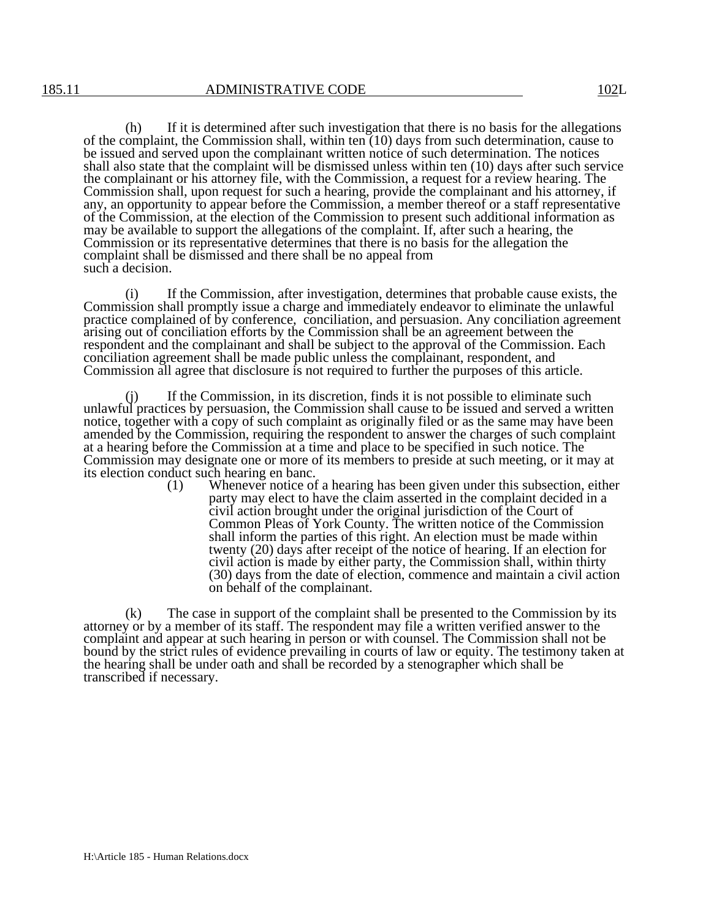(h) If it is determined after such investigation that there is no basis for the allegations of the complaint, the Commission shall, within ten (10) days from such determination, cause to be issued and served upon the complainant written notice of such determination. The notices shall also state that the complaint will be dismissed unless within ten (10) days after such service the complainant or his attorney file, with the Commission, a request for a review hearing. The Commission shall, upon request for such a hearing, provide the complainant and his attorney, if any, an opportunity to appear before the Commission, a member thereof or a staff representative of the Commission, at the election of the Commission to present such additional information as may be available to support the allegations of the complaint. If, after such a hearing, the Commission or its representative determines that there is no basis for the allegation the complaint shall be dismissed and there shall be no appeal from such a decision.

(i) If the Commission, after investigation, determines that probable cause exists, the Commission shall promptly issue a charge and immediately endeavor to eliminate the unlawful practice complained of by conference, conciliation, and persuasion. Any conciliation agreement arising out of conciliation efforts by the Commission shall be an agreement between the respondent and the complainant and shall be subject to the approval of the Commission. Each conciliation agreement shall be made public unless the complainant, respondent, and Commission all agree that disclosure is not required to further the purposes of this article.

(j) If the Commission, in its discretion, finds it is not possible to eliminate such unlawful practices by persuasion, the Commission shall cause to be issued and served a written notice, together with a copy of such complaint as originally filed or as the same may have been amended by the Commission, requiring the respondent to answer the charges of such complaint at a hearing before the Commission at a time and place to be specified in such notice. The Commission may designate one or more of its members to preside at such meeting, or it may at its election conduct such hearing en banc.

(1) Whenever notice of a hearing has been given under this subsection, either party may elect to have the claim asserted in the complaint decided in a civil action brought under the original jurisdiction of the Court of Common Pleas of York County. The written notice of the Commission shall inform the parties of this right. An election must be made within twenty (20) days after receipt of the notice of hearing. If an election for civil action is made by either party, the Commission shall, within thirty (30) days from the date of election, commence and maintain a civil action on behalf of the complainant.

(k) The case in support of the complaint shall be presented to the Commission by its attorney or by a member of its staff. The respondent may file a written verified answer to the complaint and appear at such hearing in person or with counsel. The Commission shall not be bound by the strict rules of evidence prevailing in courts of law or equity. The testimony taken at the hearing shall be under oath and shall be recorded by a stenographer which shall be transcribed if necessary.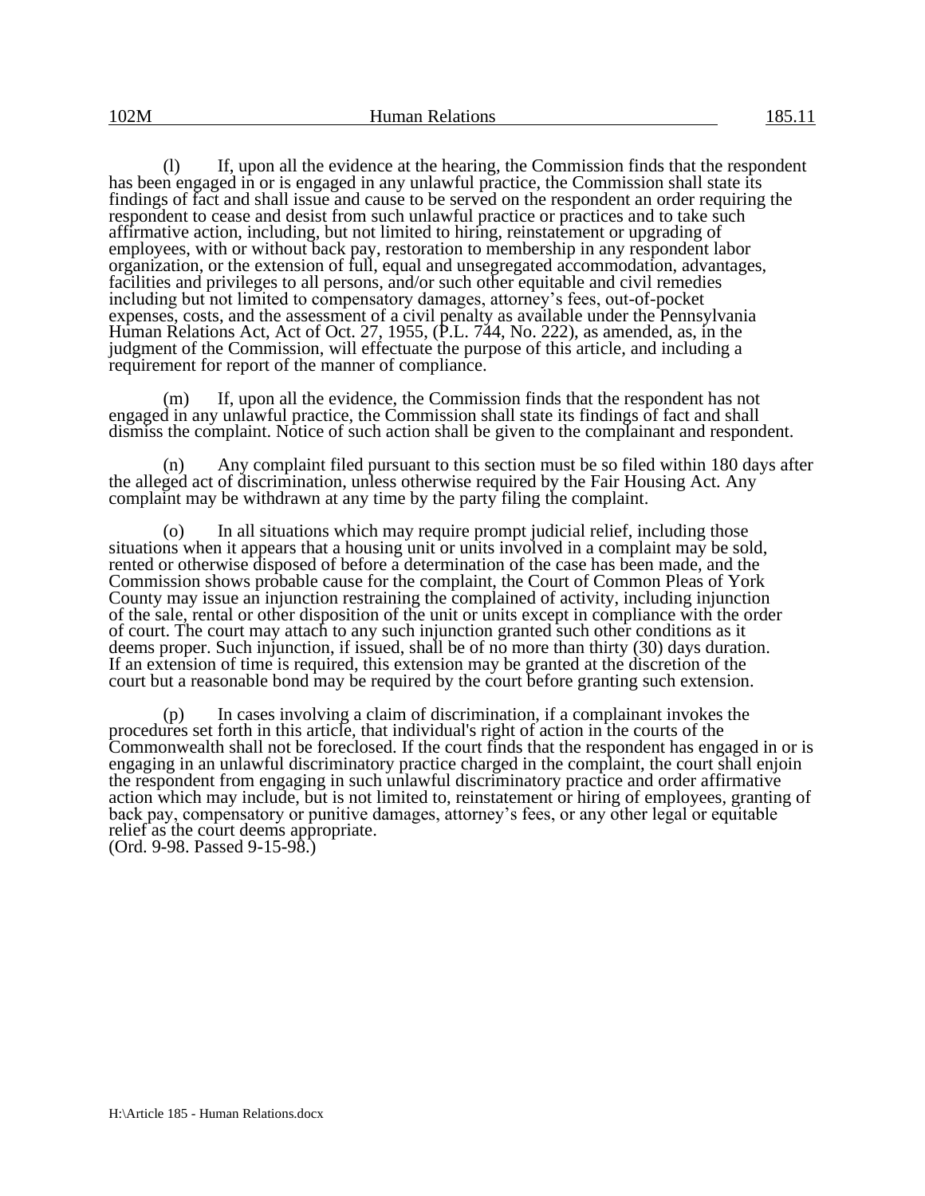(l) If, upon all the evidence at the hearing, the Commission finds that the respondent has been engaged in or is engaged in any unlawful practice, the Commission shall state its findings of fact and shall issue and cause to be served on the respondent an order requiring the respondent to cease and desist from such unlawful practice or practices and to take such affirmative action, including, but not limited to hiring, reinstatement or upgrading of employees, with or without back pay, restoration to membership in any respondent labor organization, or the extension of full, equal and unsegregated accommodation, advantages, facilities and privileges to all persons, and/or such other equitable and civil remedies including but not limited to compensatory damages, attorney's fees, out-of-pocket expenses, costs, and the assessment of a civil penalty as available under the Pennsylvania Human Relations Act, Act of Oct. 27, 1955, (P.L. 744, No. 222), as amended, as, in the judgment of the Commission, will effectuate the purpose of this article, and including a requirement for report of the manner of compliance.

(m) If, upon all the evidence, the Commission finds that the respondent has not engaged in any unlawful practice, the Commission shall state its findings of fact and shall dismiss the complaint. Notice of such action shall be given to the complainant and respondent.

(n) Any complaint filed pursuant to this section must be so filed within 180 days after the alleged act of discrimination, unless otherwise required by the Fair Housing Act. Any complaint may be withdrawn at any time by the party filing the complaint.

(o) In all situations which may require prompt judicial relief, including those situations when it appears that a housing unit or units involved in a complaint may be sold, rented or otherwise disposed of before a determination of the case has been made, and the Commission shows probable cause for the complaint, the Court of Common Pleas of York County may issue an injunction restraining the complained of activity, including injunction of the sale, rental or other disposition of the unit or units except in compliance with the order of court. The court may attach to any such injunction granted such other conditions as it deems proper. Such injunction, if issued, shall be of no more than thirty (30) days duration. If an extension of time is required, this extension may be granted at the discretion of the court but a reasonable bond may be required by the court before granting such extension.

(p) In cases involving a claim of discrimination, if a complainant invokes the procedures set forth in this article, that individual's right of action in the courts of the Commonwealth shall not be foreclosed. If the court finds that the respondent has engaged in or is engaging in an unlawful discriminatory practice charged in the complaint, the court shall enjoin the respondent from engaging in such unlawful discriminatory practice and order affirmative action which may include, but is not limited to, reinstatement or hiring of employees, granting of back pay, compensatory or punitive damages, attorney's fees, or any other legal or equitable relief as the court deems appropriate.
(Ord. 9-98. Passed 9-15-98.)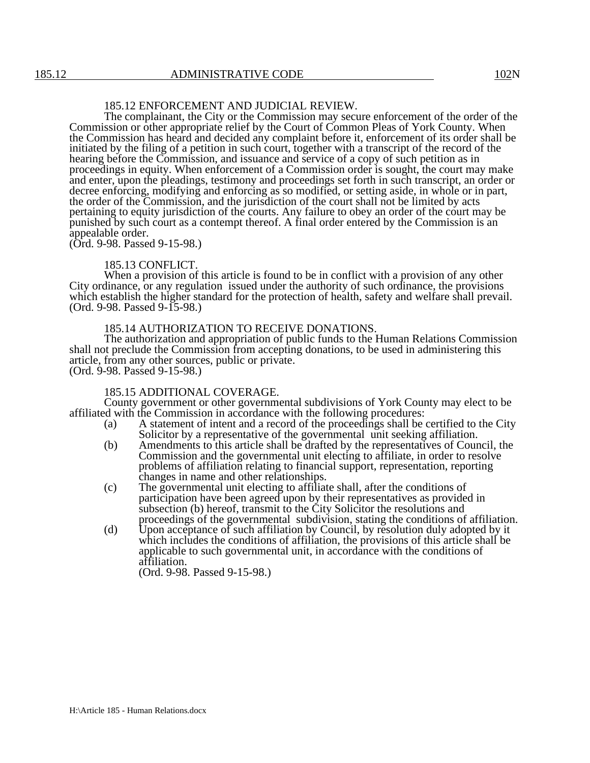## 185.12 ENFORCEMENT AND JUDICIAL REVIEW.

The complainant, the City or the Commission may secure enforcement of the order of the Commission or other appropriate relief by the Court of Common Pleas of York County. When the Commission has heard and decided any complaint before it, enforcement of its order shall be initiated by the filing of a petition in such court, together with a transcript of the record of the hearing before the Commission, and issuance and service of a copy of such petition as in proceedings in equity. When enforcement of a Commission order is sought, the court may make and enter, upon the pleadings, testimony and proceedings set forth in such transcript, an order or decree enforcing, modifying and enforcing as so modified, or setting aside, in whole or in part, the order of the Commission, and the jurisdiction of the court shall not be limited by acts pertaining to equity jurisdiction of the courts. Any failure to obey an order of the court may be punished by such court as a contempt thereof. A final order entered by the Commission is an appealable order.
(Ord. 9-98. Passed 9-15-98.)

## 185.13 CONFLICT.

When a provision of this article is found to be in conflict with a provision of any other City ordinance, or any regulation issued under the authority of such ordinance, the provisions which establish the higher standard for the protection of health, safety and welfare shall prevail.
(Ord. 9-98. Passed 9-15-98.)

## 185.14 AUTHORIZATION TO RECEIVE DONATIONS.

The authorization and appropriation of public funds to the Human Relations Commission shall not preclude the Commission from accepting donations, to be used in administering this article, from any other sources, public or private.
(Ord. 9-98. Passed 9-15-98.)

## 185.15 ADDITIONAL COVERAGE.

County government or other governmental subdivisions of York County may elect to be affiliated with the Commission in accordance with the following procedures:

(a) A statement of intent and a record of the proceedings shall be certified to the City Solicitor by a representative of the governmental unit seeking affiliation.

(b) Amendments to this article shall be drafted by the representatives of Council, the Commission and the governmental unit electing to affiliate, in order to resolve problems of affiliation relating to financial support, representation, reporting changes in name and other relationships.

(c) The governmental unit electing to affiliate shall, after the conditions of participation have been agreed upon by their representatives as provided in subsection (b) hereof, transmit to the City Solicitor the resolutions and proceedings of the governmental subdivision, stating the conditions of affiliation.

(d) Upon acceptance of such affiliation by Council, by resolution duly adopted by it which includes the conditions of affiliation, the provisions of this article shall be applicable to such governmental unit, in accordance with the conditions of affiliation.
(Ord. 9-98. Passed 9-15-98.)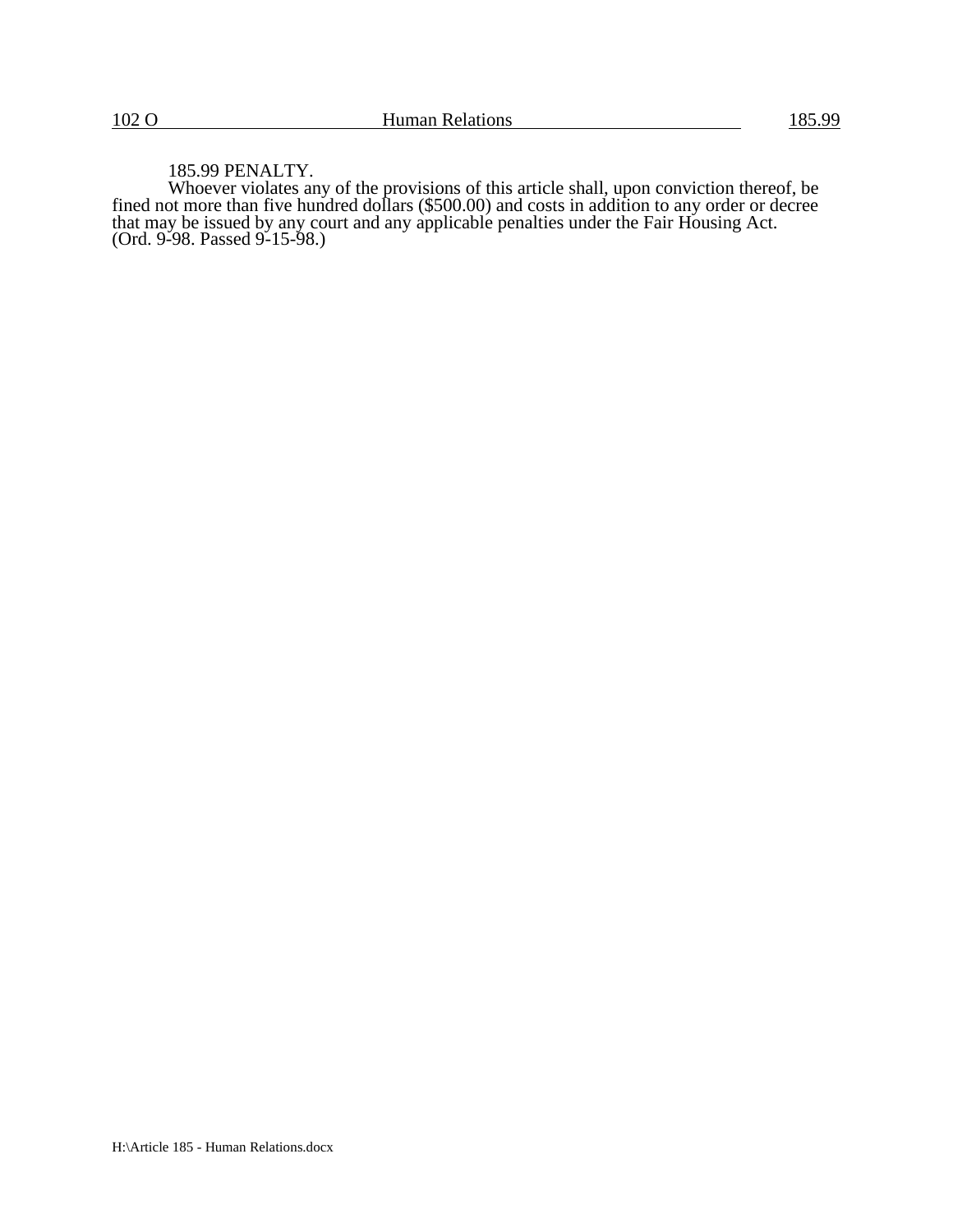185.99 PENALTY.

Whoever violates any of the provisions of this article shall, upon conviction thereof, be fined not more than five hundred dollars ($500.00) and costs in addition to any order or decree that may be issued by any court and any applicable penalties under the Fair Housing Act.
(Ord. 9-98. Passed 9-15-98.)